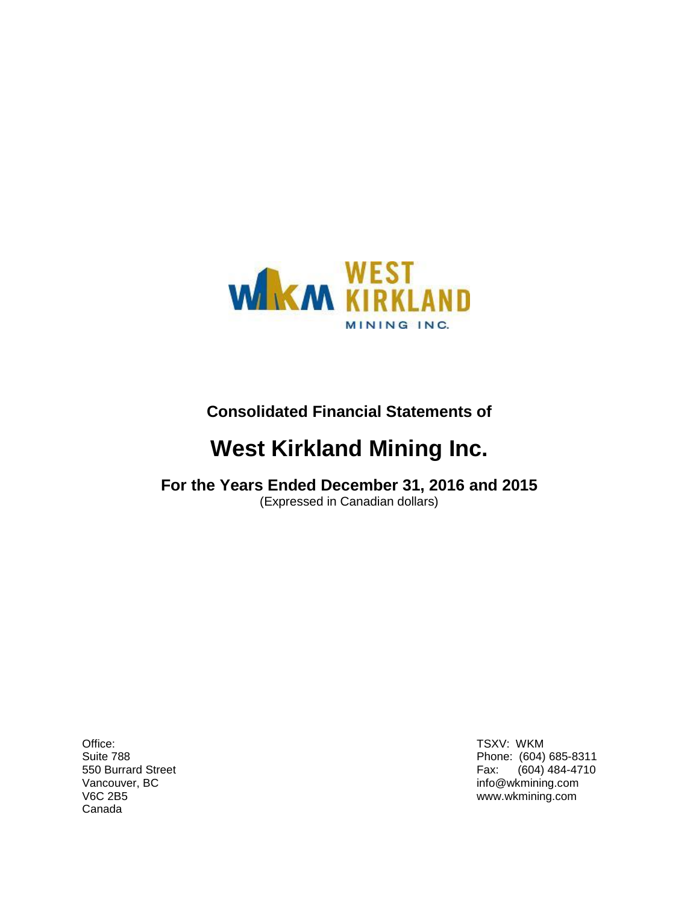WKM WEST KIRKLAND MINING INC.

**Consolidated Financial Statements of**

# West Kirkland Mining Inc.

## For the Years Ended December 31, 2016 and 2015

(Expressed in Canadian dollars)

Office:
Suite 788
550 Burrard Street
Vancouver, BC
V6C 2B5
Canada

TSXV: WKM
Phone: (604) 685-8311
Fax: (604) 484-4710
info@wkmining.com
www.wkmining.com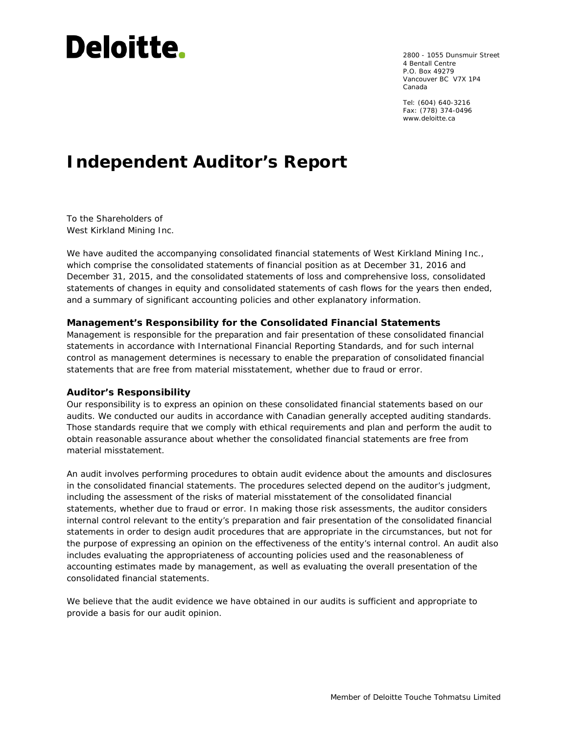Deloitte.

2800 - 1055 Dunsmuir Street
4 Bentall Centre
P.O. Box 49279
Vancouver BC V7X 1P4
Canada

Tel: (604) 640-3216
Fax: (778) 374-0496
www.deloitte.ca

# Independent Auditor's Report

To the Shareholders of
West Kirkland Mining Inc.

We have audited the accompanying consolidated financial statements of West Kirkland Mining Inc., which comprise the consolidated statements of financial position as at December 31, 2016 and December 31, 2015, and the consolidated statements of loss and comprehensive loss, consolidated statements of changes in equity and consolidated statements of cash flows for the years then ended, and a summary of significant accounting policies and other explanatory information.

### Management's Responsibility for the Consolidated Financial Statements

Management is responsible for the preparation and fair presentation of these consolidated financial statements in accordance with International Financial Reporting Standards, and for such internal control as management determines is necessary to enable the preparation of consolidated financial statements that are free from material misstatement, whether due to fraud or error.

### Auditor's Responsibility

Our responsibility is to express an opinion on these consolidated financial statements based on our audits. We conducted our audits in accordance with Canadian generally accepted auditing standards. Those standards require that we comply with ethical requirements and plan and perform the audit to obtain reasonable assurance about whether the consolidated financial statements are free from material misstatement.

An audit involves performing procedures to obtain audit evidence about the amounts and disclosures in the consolidated financial statements. The procedures selected depend on the auditor's judgment, including the assessment of the risks of material misstatement of the consolidated financial statements, whether due to fraud or error. In making those risk assessments, the auditor considers internal control relevant to the entity's preparation and fair presentation of the consolidated financial statements in order to design audit procedures that are appropriate in the circumstances, but not for the purpose of expressing an opinion on the effectiveness of the entity's internal control. An audit also includes evaluating the appropriateness of accounting policies used and the reasonableness of accounting estimates made by management, as well as evaluating the overall presentation of the consolidated financial statements.

We believe that the audit evidence we have obtained in our audits is sufficient and appropriate to provide a basis for our audit opinion.

Member of Deloitte Touche Tohmatsu Limited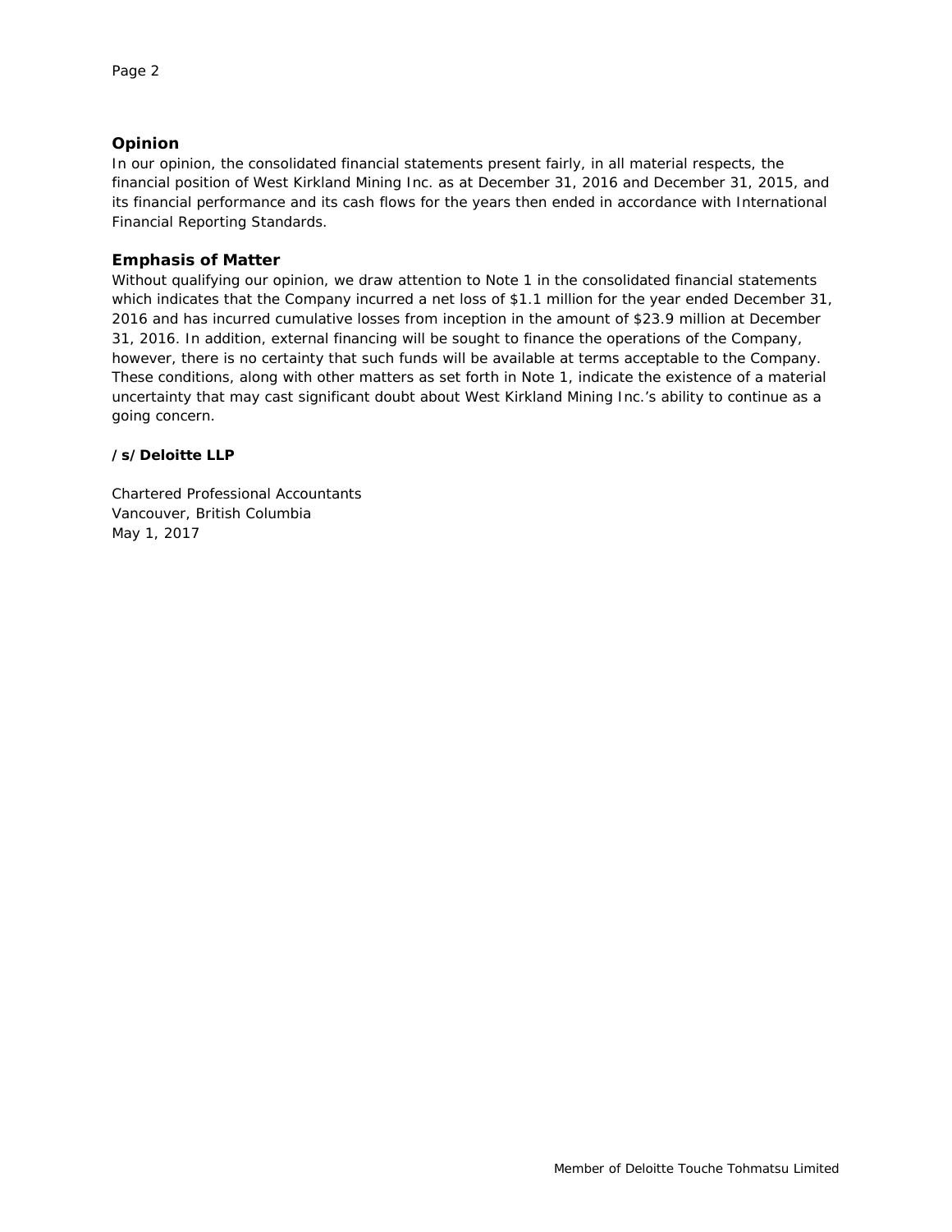## Opinion

In our opinion, the consolidated financial statements present fairly, in all material respects, the financial position of West Kirkland Mining Inc. as at December 31, 2016 and December 31, 2015, and its financial performance and its cash flows for the years then ended in accordance with International Financial Reporting Standards.

## Emphasis of Matter

Without qualifying our opinion, we draw attention to Note 1 in the consolidated financial statements which indicates that the Company incurred a net loss of $1.1 million for the year ended December 31, 2016 and has incurred cumulative losses from inception in the amount of $23.9 million at December 31, 2016. In addition, external financing will be sought to finance the operations of the Company, however, there is no certainty that such funds will be available at terms acceptable to the Company. These conditions, along with other matters as set forth in Note 1, indicate the existence of a material uncertainty that may cast significant doubt about West Kirkland Mining Inc.'s ability to continue as a going concern.

**/s/ Deloitte LLP**

Chartered Professional Accountants
Vancouver, British Columbia
May 1, 2017

Member of Deloitte Touche Tohmatsu Limited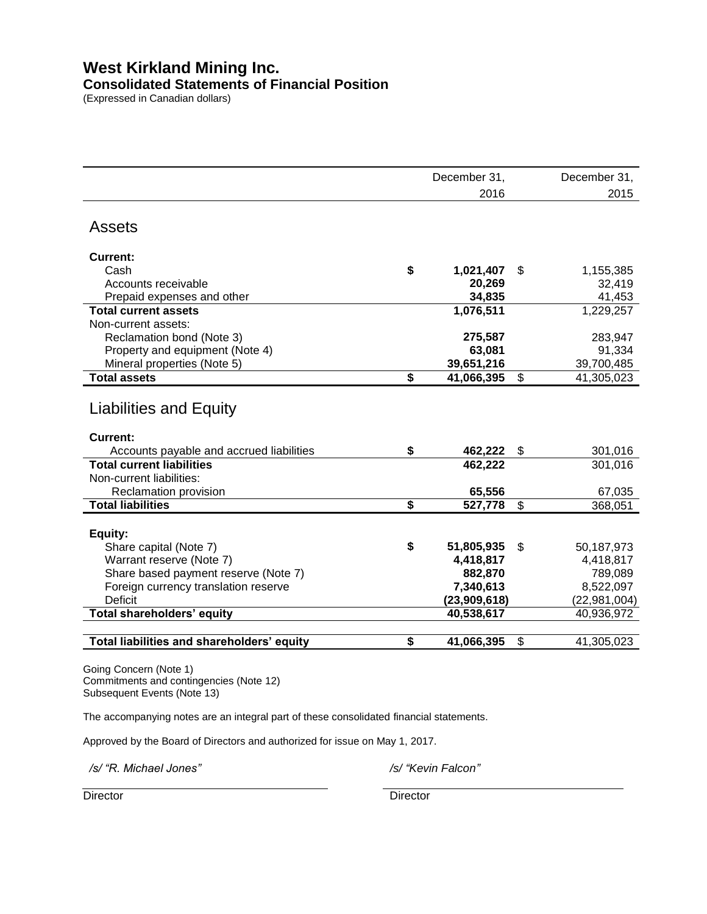# West Kirkland Mining Inc.

## Consolidated Statements of Financial Position

(Expressed in Canadian dollars)

| | December 31, 2016 | December 31, 2015 |
|---|---|---|
| **Assets** | | |
| **Current:** | | |
| Cash | $ **1,021,407** | $ 1,155,385 |
| Accounts receivable | **20,269** | 32,419 |
| Prepaid expenses and other | **34,835** | 41,453 |
| **Total current assets** | **1,076,511** | 1,229,257 |
| Non-current assets: | | |
| Reclamation bond (Note 3) | **275,587** | 283,947 |
| Property and equipment (Note 4) | **63,081** | 91,334 |
| Mineral properties (Note 5) | **39,651,216** | 39,700,485 |
| **Total assets** | $ **41,066,395** | $ 41,305,023 |
| **Liabilities and Equity** | | |
| **Current:** | | |
| Accounts payable and accrued liabilities | $ **462,222** | $ 301,016 |
| **Total current liabilities** | **462,222** | 301,016 |
| Non-current liabilities: | | |
| Reclamation provision | **65,556** | 67,035 |
| **Total liabilities** | $ **527,778** | $ 368,051 |
| **Equity:** | | |
| Share capital (Note 7) | $ **51,805,935** | $ 50,187,973 |
| Warrant reserve (Note 7) | **4,418,817** | 4,418,817 |
| Share based payment reserve (Note 7) | **882,870** | 789,089 |
| Foreign currency translation reserve | **7,340,613** | 8,522,097 |
| Deficit | **(23,909,618)** | (22,981,004) |
| **Total shareholders' equity** | **40,538,617** | 40,936,972 |
| **Total liabilities and shareholders' equity** | $ **41,066,395** | $ 41,305,023 |

Going Concern (Note 1)
Commitments and contingencies (Note 12)
Subsequent Events (Note 13)

The accompanying notes are an integral part of these consolidated financial statements.

Approved by the Board of Directors and authorized for issue on May 1, 2017.

*/s/ "R. Michael Jones"* — Director

*/s/ "Kevin Falcon"* — Director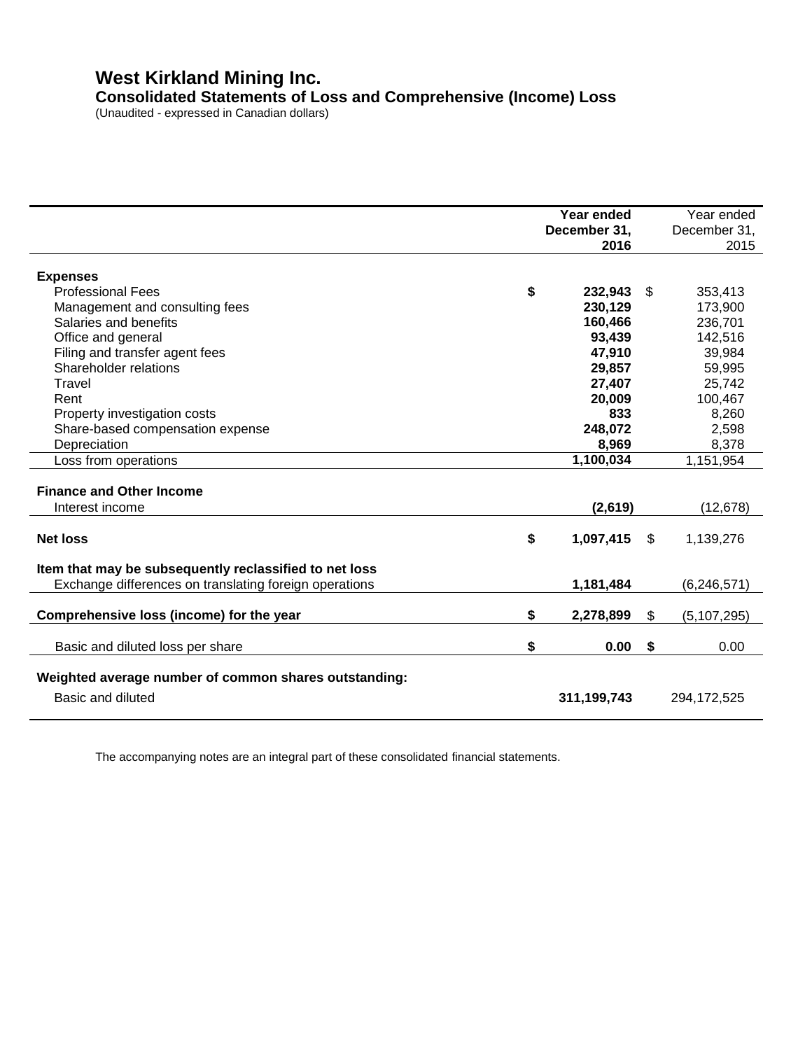# West Kirkland Mining Inc.

## Consolidated Statements of Loss and Comprehensive (Income) Loss

(Unaudited - expressed in Canadian dollars)

| | **Year ended December 31, 2016** | Year ended December 31, 2015 |
|---|---|---|
| **Expenses** | | |
| Professional Fees | **$ 232,943** | $ 353,413 |
| Management and consulting fees | **230,129** | 173,900 |
| Salaries and benefits | **160,466** | 236,701 |
| Office and general | **93,439** | 142,516 |
| Filing and transfer agent fees | **47,910** | 39,984 |
| Shareholder relations | **29,857** | 59,995 |
| Travel | **27,407** | 25,742 |
| Rent | **20,009** | 100,467 |
| Property investigation costs | **833** | 8,260 |
| Share-based compensation expense | **248,072** | 2,598 |
| Depreciation | **8,969** | 8,378 |
| Loss from operations | **1,100,034** | 1,151,954 |
| **Finance and Other Income** | | |
| Interest income | **(2,619)** | (12,678) |
| **Net loss** | **$ 1,097,415** | $ 1,139,276 |
| **Item that may be subsequently reclassified to net loss** | | |
| Exchange differences on translating foreign operations | **1,181,484** | (6,246,571) |
| **Comprehensive loss (income) for the year** | **$ 2,278,899** | $ (5,107,295) |
| Basic and diluted loss per share | **$ 0.00** | **$** 0.00 |
| **Weighted average number of common shares outstanding:** | | |
| Basic and diluted | **311,199,743** | 294,172,525 |

The accompanying notes are an integral part of these consolidated financial statements.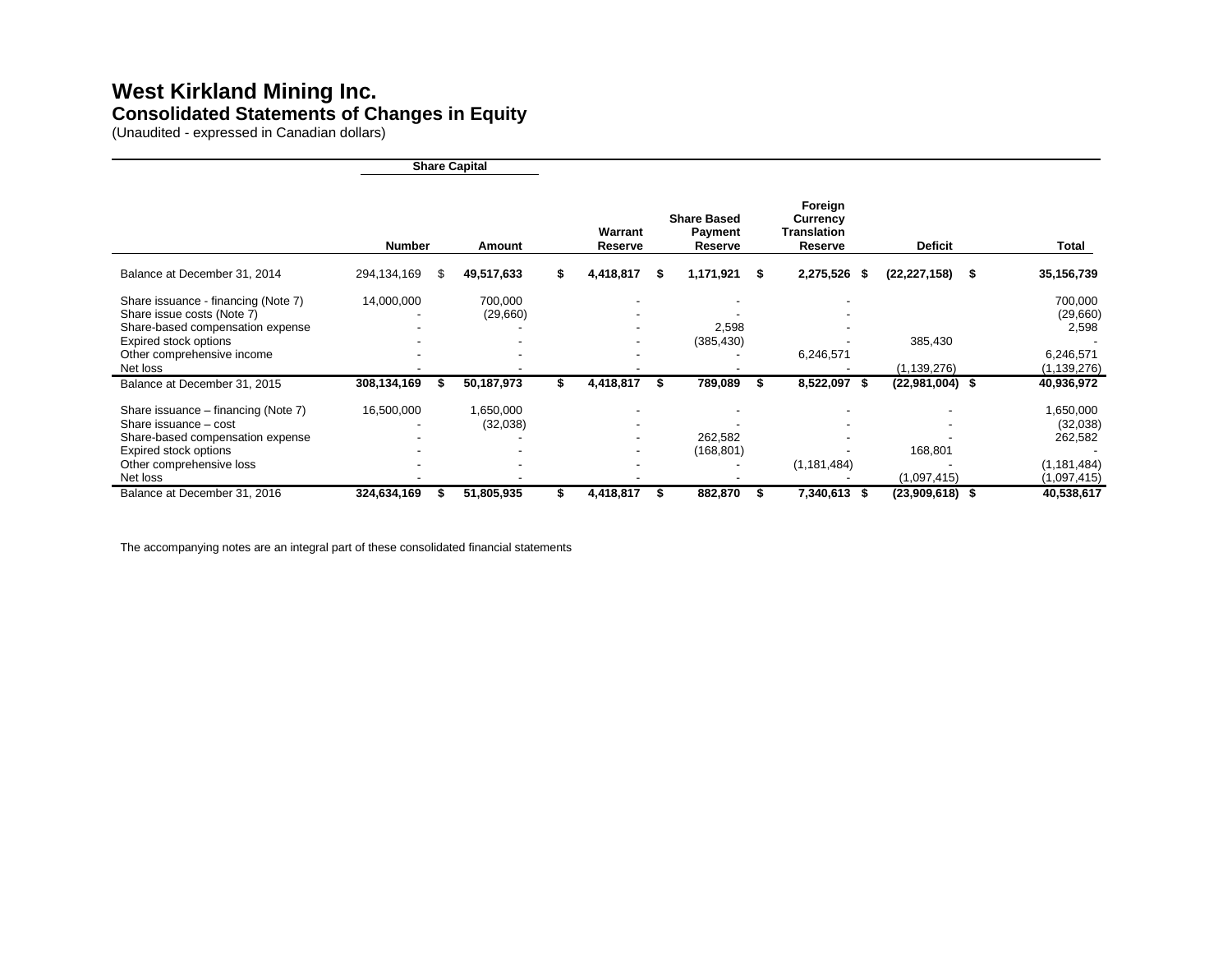# West Kirkland Mining Inc.

## Consolidated Statements of Changes in Equity

(Unaudited - expressed in Canadian dollars)

| | Share Capital | | | | | | |
|---|---|---|---|---|---|---|---|
| | **Number** | **Amount** | **Warrant Reserve** | **Share Based Payment Reserve** | **Foreign Currency Translation Reserve** | **Deficit** | **Total** |
| Balance at December 31, 2014 | 294,134,169 | $ **49,517,633** | **$ 4,418,817** | **$ 1,171,921** | **$ 2,275,526** | **$ (22,227,158)** | **$ 35,156,739** |
| Share issuance - financing (Note 7) | 14,000,000 | 700,000 | - | - | - | | 700,000 |
| Share issue costs (Note 7) | - | (29,660) | - | - | - | | (29,660) |
| Share-based compensation expense | - | - | - | 2,598 | - | | 2,598 |
| Expired stock options | - | - | - | (385,430) | - | 385,430 | - |
| Other comprehensive income | - | - | - | - | 6,246,571 | | 6,246,571 |
| Net loss | - | - | - | - | - | (1,139,276) | (1,139,276) |
| Balance at December 31, 2015 | **308,134,169** | **$ 50,187,973** | **$ 4,418,817** | **$ 789,089** | **$ 8,522,097** | **$ (22,981,004)** | **$ 40,936,972** |
| Share issuance – financing (Note 7) | 16,500,000 | 1,650,000 | - | - | - | - | 1,650,000 |
| Share issuance – cost | - | (32,038) | - | - | - | - | (32,038) |
| Share-based compensation expense | - | - | - | 262,582 | - | - | 262,582 |
| Expired stock options | - | - | - | (168,801) | - | 168,801 | - |
| Other comprehensive loss | - | - | - | - | (1,181,484) | - | (1,181,484) |
| Net loss | - | - | - | - | - | (1,097,415) | (1,097,415) |
| Balance at December 31, 2016 | **324,634,169** | **$ 51,805,935** | **$ 4,418,817** | **$ 882,870** | **$ 7,340,613** | **$ (23,909,618)** | **$ 40,538,617** |

The accompanying notes are an integral part of these consolidated financial statements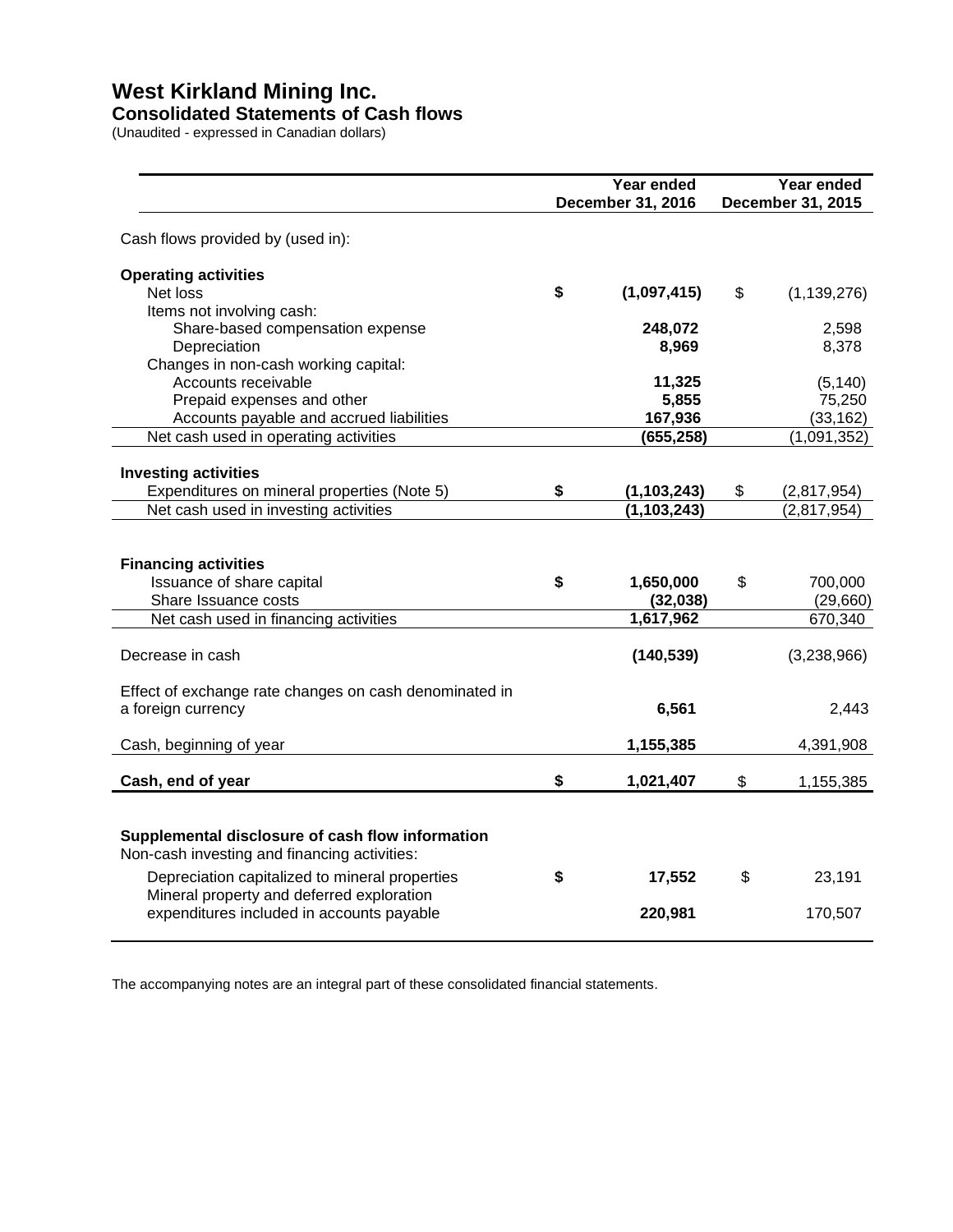# West Kirkland Mining Inc.

## Consolidated Statements of Cash flows

(Unaudited - expressed in Canadian dollars)

| | Year ended December 31, 2016 | Year ended December 31, 2015 |
|---|---|---|
| Cash flows provided by (used in): | | |
| **Operating activities** | | |
| Net loss | **$ (1,097,415)** | $ (1,139,276) |
| Items not involving cash: | | |
| Share-based compensation expense | **248,072** | 2,598 |
| Depreciation | **8,969** | 8,378 |
| Changes in non-cash working capital: | | |
| Accounts receivable | **11,325** | (5,140) |
| Prepaid expenses and other | **5,855** | 75,250 |
| Accounts payable and accrued liabilities | **167,936** | (33,162) |
| Net cash used in operating activities | **(655,258)** | (1,091,352) |
| **Investing activities** | | |
| Expenditures on mineral properties (Note 5) | **$ (1,103,243)** | $ (2,817,954) |
| Net cash used in investing activities | **(1,103,243)** | (2,817,954) |
| **Financing activities** | | |
| Issuance of share capital | **$ 1,650,000** | $ 700,000 |
| Share Issuance costs | **(32,038)** | (29,660) |
| Net cash used in financing activities | **1,617,962** | 670,340 |
| Decrease in cash | **(140,539)** | (3,238,966) |
| Effect of exchange rate changes on cash denominated in a foreign currency | **6,561** | 2,443 |
| Cash, beginning of year | **1,155,385** | 4,391,908 |
| **Cash, end of year** | **$ 1,021,407** | $ 1,155,385 |
| **Supplemental disclosure of cash flow information** | | |
| Non-cash investing and financing activities: | | |
| Depreciation capitalized to mineral properties | **$ 17,552** | $ 23,191 |
| Mineral property and deferred exploration expenditures included in accounts payable | **220,981** | 170,507 |

The accompanying notes are an integral part of these consolidated financial statements.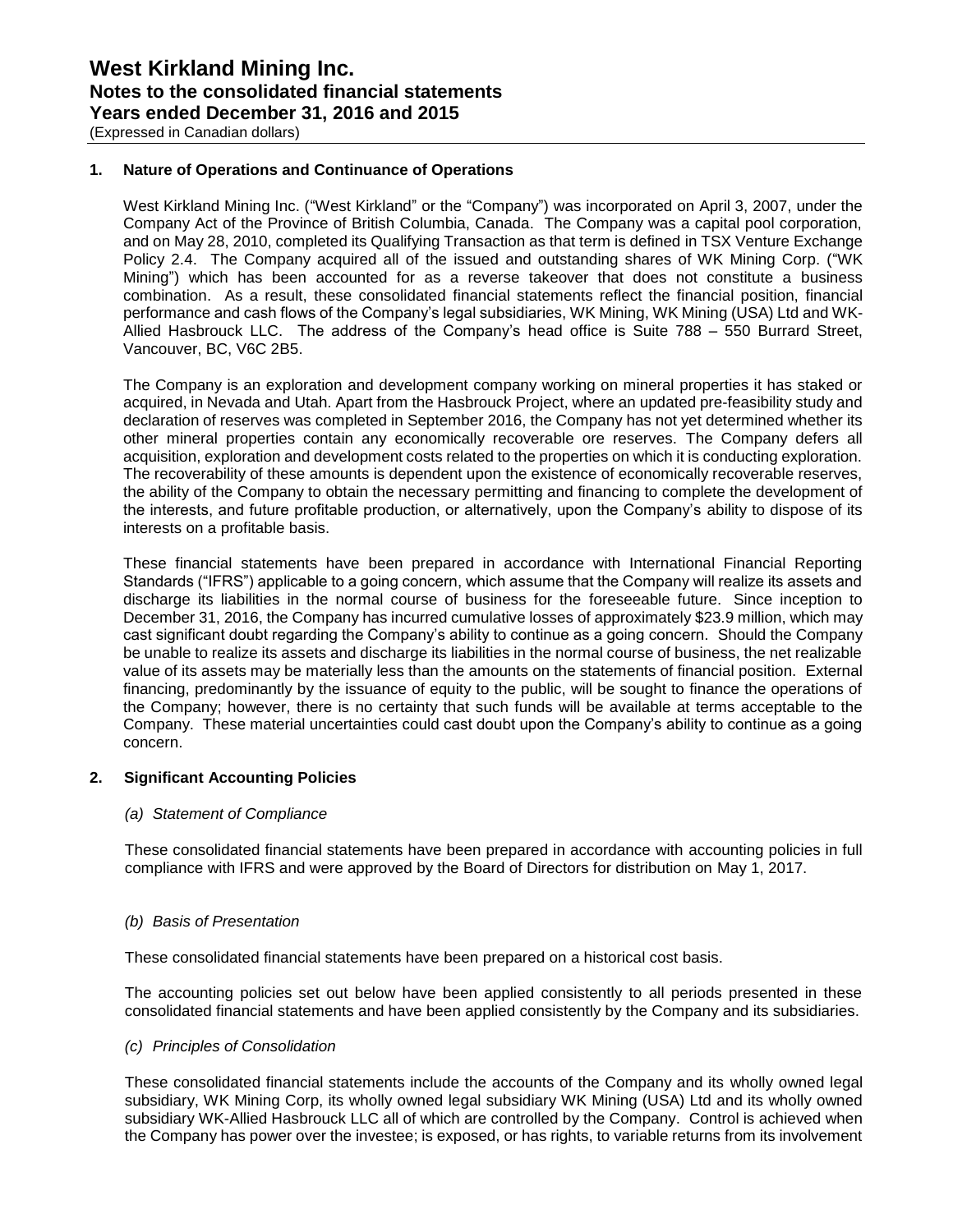## 1. Nature of Operations and Continuance of Operations

West Kirkland Mining Inc. ("West Kirkland" or the "Company") was incorporated on April 3, 2007, under the Company Act of the Province of British Columbia, Canada. The Company was a capital pool corporation, and on May 28, 2010, completed its Qualifying Transaction as that term is defined in TSX Venture Exchange Policy 2.4. The Company acquired all of the issued and outstanding shares of WK Mining Corp. ("WK Mining") which has been accounted for as a reverse takeover that does not constitute a business combination. As a result, these consolidated financial statements reflect the financial position, financial performance and cash flows of the Company's legal subsidiaries, WK Mining, WK Mining (USA) Ltd and WK-Allied Hasbrouck LLC. The address of the Company's head office is Suite 788 – 550 Burrard Street, Vancouver, BC, V6C 2B5.

The Company is an exploration and development company working on mineral properties it has staked or acquired, in Nevada and Utah. Apart from the Hasbrouck Project, where an updated pre-feasibility study and declaration of reserves was completed in September 2016, the Company has not yet determined whether its other mineral properties contain any economically recoverable ore reserves. The Company defers all acquisition, exploration and development costs related to the properties on which it is conducting exploration. The recoverability of these amounts is dependent upon the existence of economically recoverable reserves, the ability of the Company to obtain the necessary permitting and financing to complete the development of the interests, and future profitable production, or alternatively, upon the Company's ability to dispose of its interests on a profitable basis.

These financial statements have been prepared in accordance with International Financial Reporting Standards ("IFRS") applicable to a going concern, which assume that the Company will realize its assets and discharge its liabilities in the normal course of business for the foreseeable future. Since inception to December 31, 2016, the Company has incurred cumulative losses of approximately $23.9 million, which may cast significant doubt regarding the Company's ability to continue as a going concern. Should the Company be unable to realize its assets and discharge its liabilities in the normal course of business, the net realizable value of its assets may be materially less than the amounts on the statements of financial position. External financing, predominantly by the issuance of equity to the public, will be sought to finance the operations of the Company; however, there is no certainty that such funds will be available at terms acceptable to the Company. These material uncertainties could cast doubt upon the Company's ability to continue as a going concern.

## 2. Significant Accounting Policies

### *(a) Statement of Compliance*

These consolidated financial statements have been prepared in accordance with accounting policies in full compliance with IFRS and were approved by the Board of Directors for distribution on May 1, 2017.

### *(b) Basis of Presentation*

These consolidated financial statements have been prepared on a historical cost basis.

The accounting policies set out below have been applied consistently to all periods presented in these consolidated financial statements and have been applied consistently by the Company and its subsidiaries.

### *(c) Principles of Consolidation*

These consolidated financial statements include the accounts of the Company and its wholly owned legal subsidiary, WK Mining Corp, its wholly owned legal subsidiary WK Mining (USA) Ltd and its wholly owned subsidiary WK-Allied Hasbrouck LLC all of which are controlled by the Company. Control is achieved when the Company has power over the investee; is exposed, or has rights, to variable returns from its involvement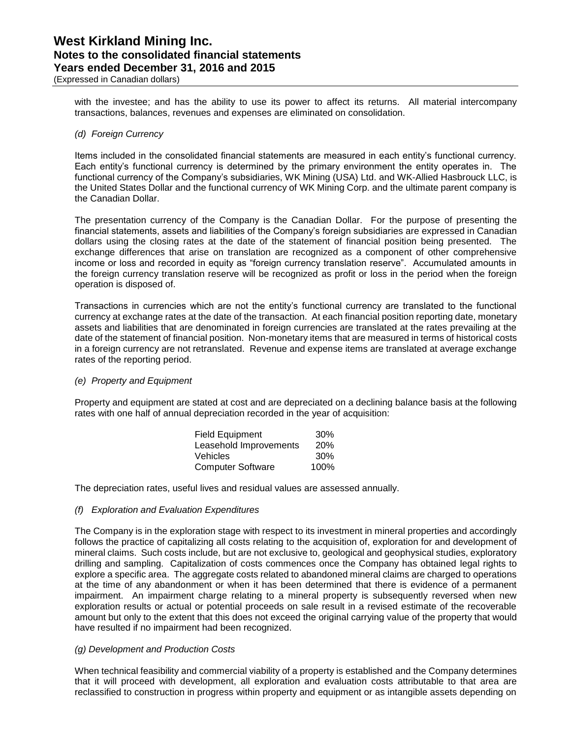with the investee; and has the ability to use its power to affect its returns. All material intercompany transactions, balances, revenues and expenses are eliminated on consolidation.

*(d) Foreign Currency*

Items included in the consolidated financial statements are measured in each entity's functional currency. Each entity's functional currency is determined by the primary environment the entity operates in. The functional currency of the Company's subsidiaries, WK Mining (USA) Ltd. and WK-Allied Hasbrouck LLC, is the United States Dollar and the functional currency of WK Mining Corp. and the ultimate parent company is the Canadian Dollar.

The presentation currency of the Company is the Canadian Dollar. For the purpose of presenting the financial statements, assets and liabilities of the Company's foreign subsidiaries are expressed in Canadian dollars using the closing rates at the date of the statement of financial position being presented. The exchange differences that arise on translation are recognized as a component of other comprehensive income or loss and recorded in equity as "foreign currency translation reserve". Accumulated amounts in the foreign currency translation reserve will be recognized as profit or loss in the period when the foreign operation is disposed of.

Transactions in currencies which are not the entity's functional currency are translated to the functional currency at exchange rates at the date of the transaction. At each financial position reporting date, monetary assets and liabilities that are denominated in foreign currencies are translated at the rates prevailing at the date of the statement of financial position. Non-monetary items that are measured in terms of historical costs in a foreign currency are not retranslated. Revenue and expense items are translated at average exchange rates of the reporting period.

*(e) Property and Equipment*

Property and equipment are stated at cost and are depreciated on a declining balance basis at the following rates with one half of annual depreciation recorded in the year of acquisition:

| | |
|---|---|
| Field Equipment | 30% |
| Leasehold Improvements | 20% |
| Vehicles | 30% |
| Computer Software | 100% |

The depreciation rates, useful lives and residual values are assessed annually.

*(f) Exploration and Evaluation Expenditures*

The Company is in the exploration stage with respect to its investment in mineral properties and accordingly follows the practice of capitalizing all costs relating to the acquisition of, exploration for and development of mineral claims. Such costs include, but are not exclusive to, geological and geophysical studies, exploratory drilling and sampling. Capitalization of costs commences once the Company has obtained legal rights to explore a specific area. The aggregate costs related to abandoned mineral claims are charged to operations at the time of any abandonment or when it has been determined that there is evidence of a permanent impairment. An impairment charge relating to a mineral property is subsequently reversed when new exploration results or actual or potential proceeds on sale result in a revised estimate of the recoverable amount but only to the extent that this does not exceed the original carrying value of the property that would have resulted if no impairment had been recognized.

*(g) Development and Production Costs*

When technical feasibility and commercial viability of a property is established and the Company determines that it will proceed with development, all exploration and evaluation costs attributable to that area are reclassified to construction in progress within property and equipment or as intangible assets depending on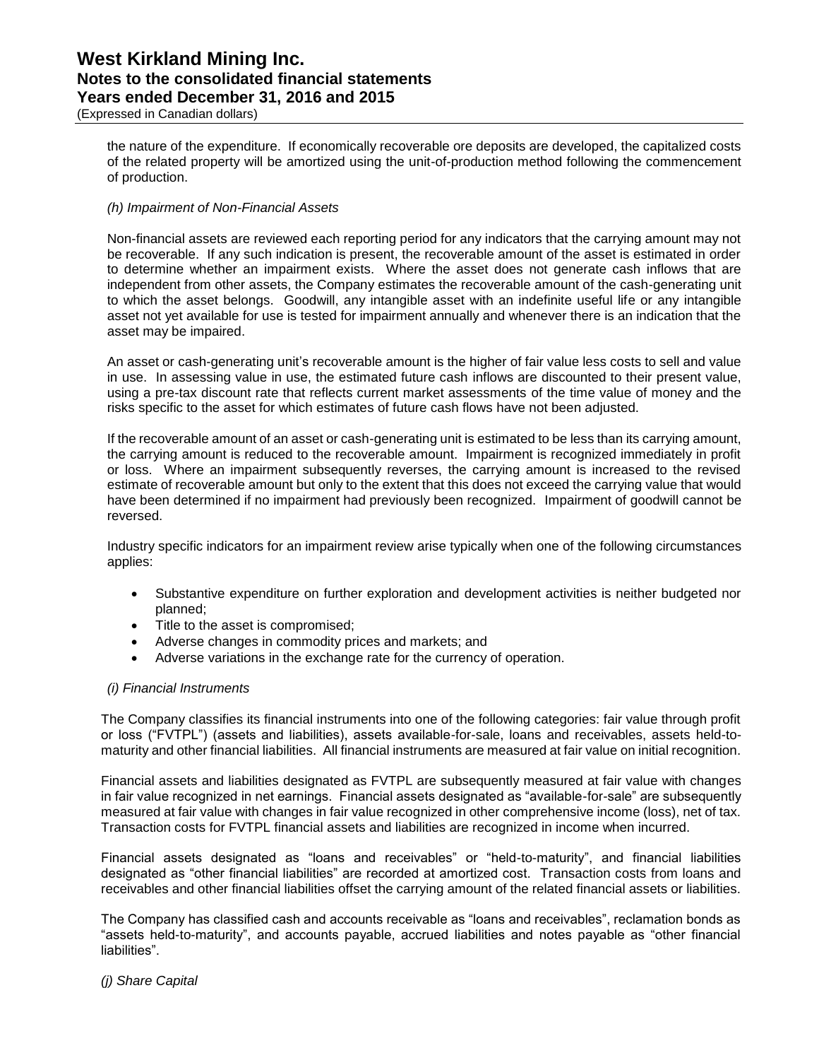the nature of the expenditure. If economically recoverable ore deposits are developed, the capitalized costs of the related property will be amortized using the unit-of-production method following the commencement of production.

*(h) Impairment of Non-Financial Assets*

Non-financial assets are reviewed each reporting period for any indicators that the carrying amount may not be recoverable. If any such indication is present, the recoverable amount of the asset is estimated in order to determine whether an impairment exists. Where the asset does not generate cash inflows that are independent from other assets, the Company estimates the recoverable amount of the cash-generating unit to which the asset belongs. Goodwill, any intangible asset with an indefinite useful life or any intangible asset not yet available for use is tested for impairment annually and whenever there is an indication that the asset may be impaired.

An asset or cash-generating unit's recoverable amount is the higher of fair value less costs to sell and value in use. In assessing value in use, the estimated future cash inflows are discounted to their present value, using a pre-tax discount rate that reflects current market assessments of the time value of money and the risks specific to the asset for which estimates of future cash flows have not been adjusted.

If the recoverable amount of an asset or cash-generating unit is estimated to be less than its carrying amount, the carrying amount is reduced to the recoverable amount. Impairment is recognized immediately in profit or loss. Where an impairment subsequently reverses, the carrying amount is increased to the revised estimate of recoverable amount but only to the extent that this does not exceed the carrying value that would have been determined if no impairment had previously been recognized. Impairment of goodwill cannot be reversed.

Industry specific indicators for an impairment review arise typically when one of the following circumstances applies:

- Substantive expenditure on further exploration and development activities is neither budgeted nor planned;
- Title to the asset is compromised;
- Adverse changes in commodity prices and markets; and
- Adverse variations in the exchange rate for the currency of operation.

*(i) Financial Instruments*

The Company classifies its financial instruments into one of the following categories: fair value through profit or loss ("FVTPL") (assets and liabilities), assets available-for-sale, loans and receivables, assets held-to-maturity and other financial liabilities. All financial instruments are measured at fair value on initial recognition.

Financial assets and liabilities designated as FVTPL are subsequently measured at fair value with changes in fair value recognized in net earnings. Financial assets designated as "available-for-sale" are subsequently measured at fair value with changes in fair value recognized in other comprehensive income (loss), net of tax. Transaction costs for FVTPL financial assets and liabilities are recognized in income when incurred.

Financial assets designated as "loans and receivables" or "held-to-maturity", and financial liabilities designated as "other financial liabilities" are recorded at amortized cost. Transaction costs from loans and receivables and other financial liabilities offset the carrying amount of the related financial assets or liabilities.

The Company has classified cash and accounts receivable as "loans and receivables", reclamation bonds as "assets held-to-maturity", and accounts payable, accrued liabilities and notes payable as "other financial liabilities".

*(j) Share Capital*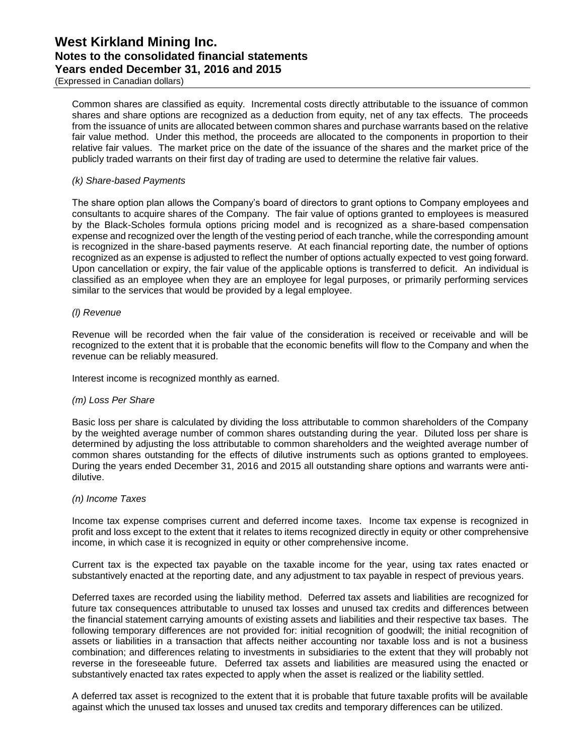Common shares are classified as equity. Incremental costs directly attributable to the issuance of common shares and share options are recognized as a deduction from equity, net of any tax effects. The proceeds from the issuance of units are allocated between common shares and purchase warrants based on the relative fair value method. Under this method, the proceeds are allocated to the components in proportion to their relative fair values. The market price on the date of the issuance of the shares and the market price of the publicly traded warrants on their first day of trading are used to determine the relative fair values.

*(k) Share-based Payments*

The share option plan allows the Company's board of directors to grant options to Company employees and consultants to acquire shares of the Company. The fair value of options granted to employees is measured by the Black-Scholes formula options pricing model and is recognized as a share-based compensation expense and recognized over the length of the vesting period of each tranche, while the corresponding amount is recognized in the share-based payments reserve. At each financial reporting date, the number of options recognized as an expense is adjusted to reflect the number of options actually expected to vest going forward. Upon cancellation or expiry, the fair value of the applicable options is transferred to deficit. An individual is classified as an employee when they are an employee for legal purposes, or primarily performing services similar to the services that would be provided by a legal employee.

*(l) Revenue*

Revenue will be recorded when the fair value of the consideration is received or receivable and will be recognized to the extent that it is probable that the economic benefits will flow to the Company and when the revenue can be reliably measured.

Interest income is recognized monthly as earned.

*(m) Loss Per Share*

Basic loss per share is calculated by dividing the loss attributable to common shareholders of the Company by the weighted average number of common shares outstanding during the year. Diluted loss per share is determined by adjusting the loss attributable to common shareholders and the weighted average number of common shares outstanding for the effects of dilutive instruments such as options granted to employees. During the years ended December 31, 2016 and 2015 all outstanding share options and warrants were anti-dilutive.

*(n) Income Taxes*

Income tax expense comprises current and deferred income taxes. Income tax expense is recognized in profit and loss except to the extent that it relates to items recognized directly in equity or other comprehensive income, in which case it is recognized in equity or other comprehensive income.

Current tax is the expected tax payable on the taxable income for the year, using tax rates enacted or substantively enacted at the reporting date, and any adjustment to tax payable in respect of previous years.

Deferred taxes are recorded using the liability method. Deferred tax assets and liabilities are recognized for future tax consequences attributable to unused tax losses and unused tax credits and differences between the financial statement carrying amounts of existing assets and liabilities and their respective tax bases. The following temporary differences are not provided for: initial recognition of goodwill; the initial recognition of assets or liabilities in a transaction that affects neither accounting nor taxable loss and is not a business combination; and differences relating to investments in subsidiaries to the extent that they will probably not reverse in the foreseeable future. Deferred tax assets and liabilities are measured using the enacted or substantively enacted tax rates expected to apply when the asset is realized or the liability settled.

A deferred tax asset is recognized to the extent that it is probable that future taxable profits will be available against which the unused tax losses and unused tax credits and temporary differences can be utilized.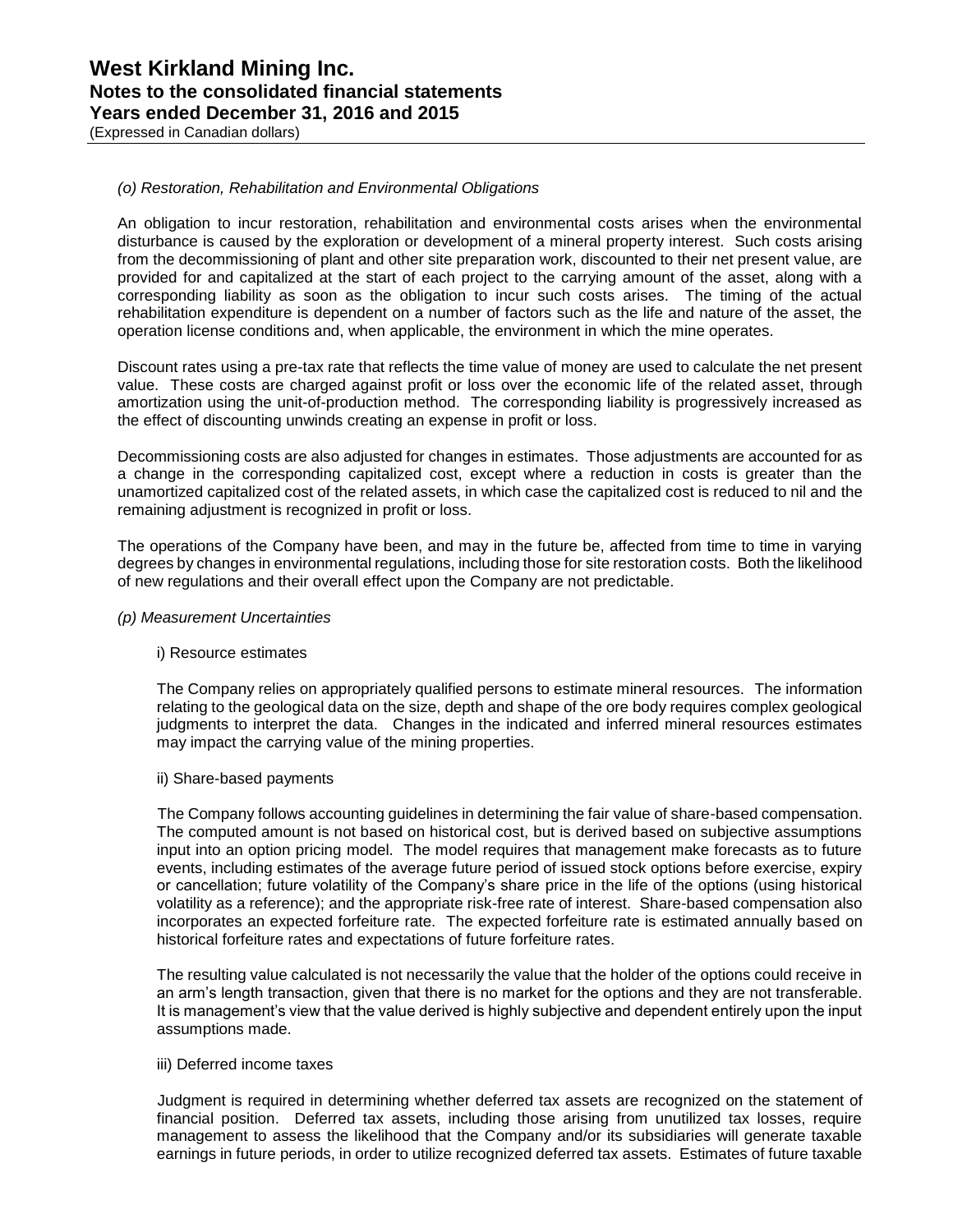*(o) Restoration, Rehabilitation and Environmental Obligations*

An obligation to incur restoration, rehabilitation and environmental costs arises when the environmental disturbance is caused by the exploration or development of a mineral property interest. Such costs arising from the decommissioning of plant and other site preparation work, discounted to their net present value, are provided for and capitalized at the start of each project to the carrying amount of the asset, along with a corresponding liability as soon as the obligation to incur such costs arises. The timing of the actual rehabilitation expenditure is dependent on a number of factors such as the life and nature of the asset, the operation license conditions and, when applicable, the environment in which the mine operates.

Discount rates using a pre-tax rate that reflects the time value of money are used to calculate the net present value. These costs are charged against profit or loss over the economic life of the related asset, through amortization using the unit-of-production method. The corresponding liability is progressively increased as the effect of discounting unwinds creating an expense in profit or loss.

Decommissioning costs are also adjusted for changes in estimates. Those adjustments are accounted for as a change in the corresponding capitalized cost, except where a reduction in costs is greater than the unamortized capitalized cost of the related assets, in which case the capitalized cost is reduced to nil and the remaining adjustment is recognized in profit or loss.

The operations of the Company have been, and may in the future be, affected from time to time in varying degrees by changes in environmental regulations, including those for site restoration costs. Both the likelihood of new regulations and their overall effect upon the Company are not predictable.

*(p) Measurement Uncertainties*

i) Resource estimates

The Company relies on appropriately qualified persons to estimate mineral resources. The information relating to the geological data on the size, depth and shape of the ore body requires complex geological judgments to interpret the data. Changes in the indicated and inferred mineral resources estimates may impact the carrying value of the mining properties.

ii) Share-based payments

The Company follows accounting guidelines in determining the fair value of share-based compensation. The computed amount is not based on historical cost, but is derived based on subjective assumptions input into an option pricing model. The model requires that management make forecasts as to future events, including estimates of the average future period of issued stock options before exercise, expiry or cancellation; future volatility of the Company's share price in the life of the options (using historical volatility as a reference); and the appropriate risk-free rate of interest. Share-based compensation also incorporates an expected forfeiture rate. The expected forfeiture rate is estimated annually based on historical forfeiture rates and expectations of future forfeiture rates.

The resulting value calculated is not necessarily the value that the holder of the options could receive in an arm's length transaction, given that there is no market for the options and they are not transferable. It is management's view that the value derived is highly subjective and dependent entirely upon the input assumptions made.

iii) Deferred income taxes

Judgment is required in determining whether deferred tax assets are recognized on the statement of financial position. Deferred tax assets, including those arising from unutilized tax losses, require management to assess the likelihood that the Company and/or its subsidiaries will generate taxable earnings in future periods, in order to utilize recognized deferred tax assets. Estimates of future taxable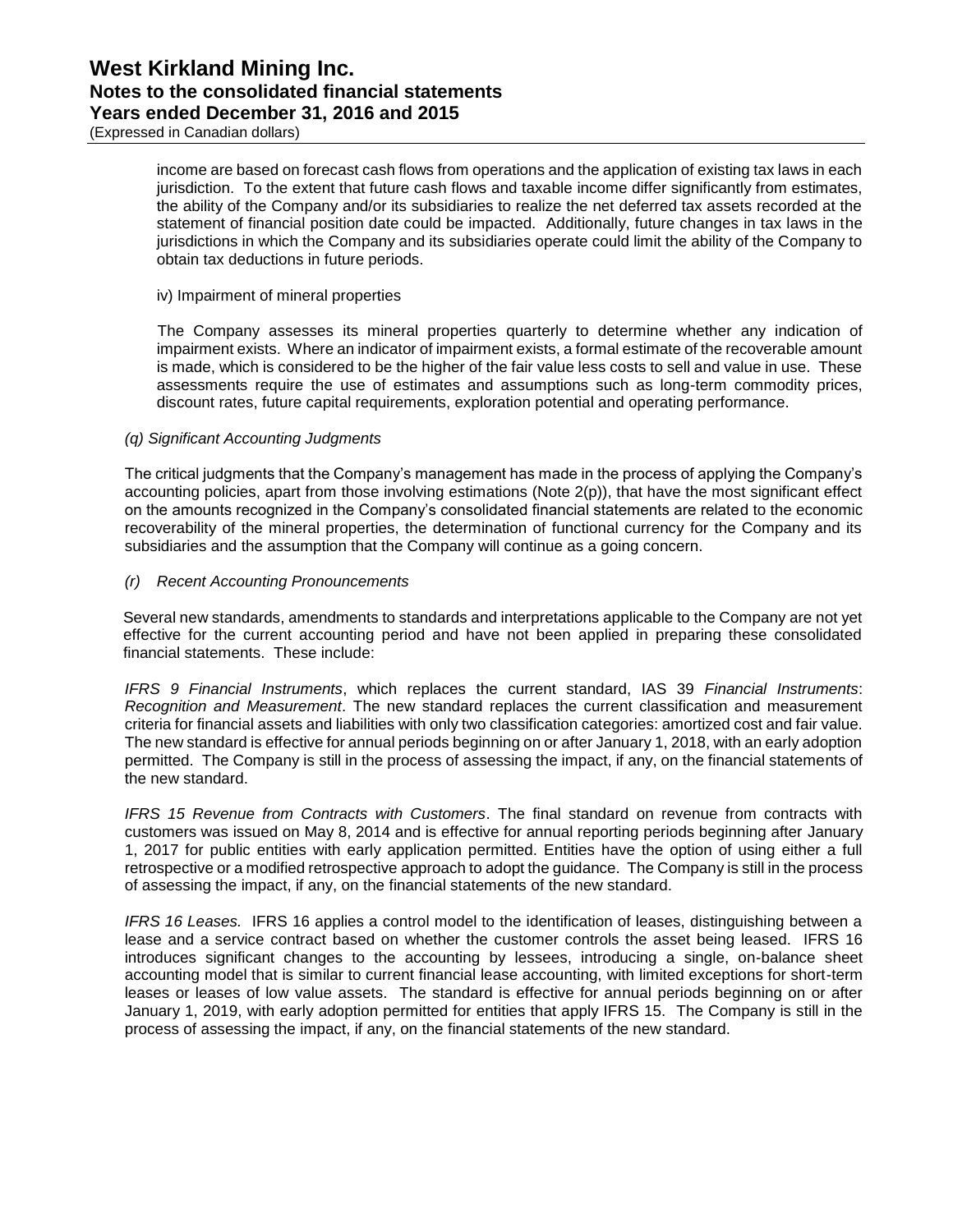income are based on forecast cash flows from operations and the application of existing tax laws in each jurisdiction. To the extent that future cash flows and taxable income differ significantly from estimates, the ability of the Company and/or its subsidiaries to realize the net deferred tax assets recorded at the statement of financial position date could be impacted. Additionally, future changes in tax laws in the jurisdictions in which the Company and its subsidiaries operate could limit the ability of the Company to obtain tax deductions in future periods.

iv) Impairment of mineral properties

The Company assesses its mineral properties quarterly to determine whether any indication of impairment exists. Where an indicator of impairment exists, a formal estimate of the recoverable amount is made, which is considered to be the higher of the fair value less costs to sell and value in use. These assessments require the use of estimates and assumptions such as long-term commodity prices, discount rates, future capital requirements, exploration potential and operating performance.

*(q) Significant Accounting Judgments*

The critical judgments that the Company's management has made in the process of applying the Company's accounting policies, apart from those involving estimations (Note 2(p)), that have the most significant effect on the amounts recognized in the Company's consolidated financial statements are related to the economic recoverability of the mineral properties, the determination of functional currency for the Company and its subsidiaries and the assumption that the Company will continue as a going concern.

*(r) Recent Accounting Pronouncements*

Several new standards, amendments to standards and interpretations applicable to the Company are not yet effective for the current accounting period and have not been applied in preparing these consolidated financial statements. These include:

*IFRS 9 Financial Instruments*, which replaces the current standard, IAS 39 *Financial Instruments*: *Recognition and Measurement*. The new standard replaces the current classification and measurement criteria for financial assets and liabilities with only two classification categories: amortized cost and fair value. The new standard is effective for annual periods beginning on or after January 1, 2018, with an early adoption permitted. The Company is still in the process of assessing the impact, if any, on the financial statements of the new standard.

*IFRS 15 Revenue from Contracts with Customers*. The final standard on revenue from contracts with customers was issued on May 8, 2014 and is effective for annual reporting periods beginning after January 1, 2017 for public entities with early application permitted. Entities have the option of using either a full retrospective or a modified retrospective approach to adopt the guidance. The Company is still in the process of assessing the impact, if any, on the financial statements of the new standard.

*IFRS 16 Leases.* IFRS 16 applies a control model to the identification of leases, distinguishing between a lease and a service contract based on whether the customer controls the asset being leased. IFRS 16 introduces significant changes to the accounting by lessees, introducing a single, on-balance sheet accounting model that is similar to current financial lease accounting, with limited exceptions for short-term leases or leases of low value assets. The standard is effective for annual periods beginning on or after January 1, 2019, with early adoption permitted for entities that apply IFRS 15. The Company is still in the process of assessing the impact, if any, on the financial statements of the new standard.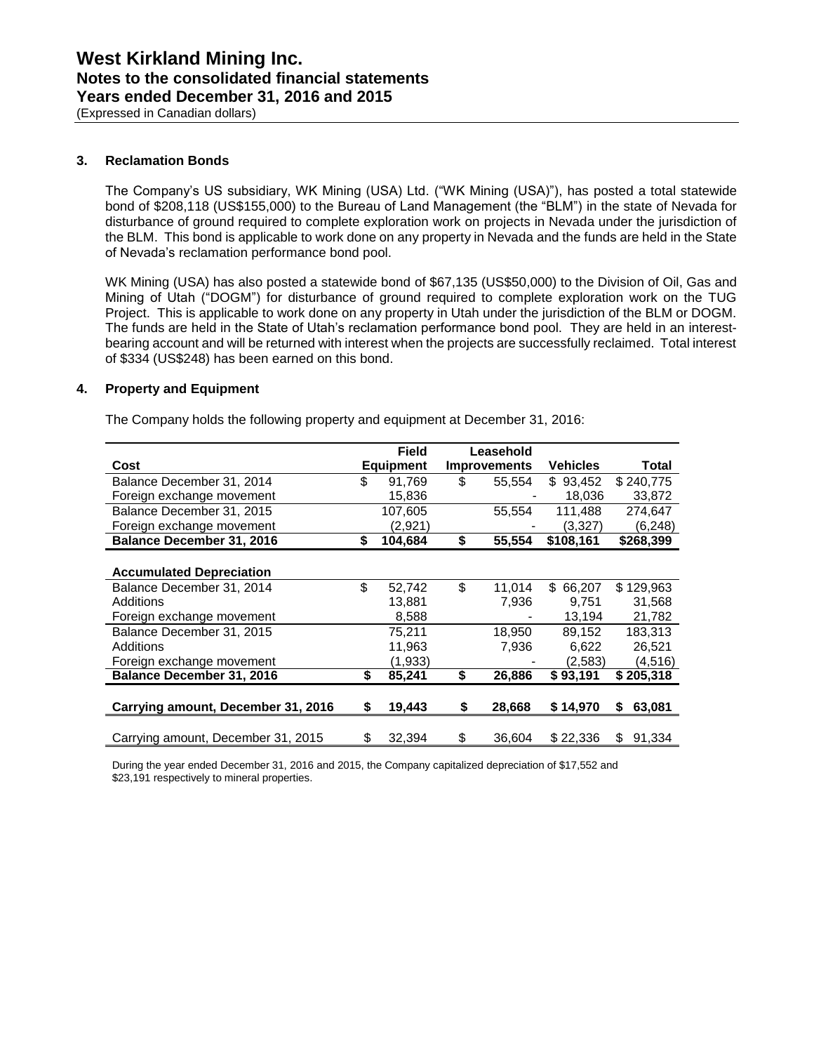## 3. Reclamation Bonds

The Company's US subsidiary, WK Mining (USA) Ltd. ("WK Mining (USA)"), has posted a total statewide bond of $208,118 (US$155,000) to the Bureau of Land Management (the "BLM") in the state of Nevada for disturbance of ground required to complete exploration work on projects in Nevada under the jurisdiction of the BLM. This bond is applicable to work done on any property in Nevada and the funds are held in the State of Nevada's reclamation performance bond pool.

WK Mining (USA) has also posted a statewide bond of $67,135 (US$50,000) to the Division of Oil, Gas and Mining of Utah ("DOGM") for disturbance of ground required to complete exploration work on the TUG Project. This is applicable to work done on any property in Utah under the jurisdiction of the BLM or DOGM. The funds are held in the State of Utah's reclamation performance bond pool. They are held in an interest-bearing account and will be returned with interest when the projects are successfully reclaimed. Total interest of $334 (US$248) has been earned on this bond.

## 4. Property and Equipment

The Company holds the following property and equipment at December 31, 2016:

| Cost | Field Equipment | Leasehold Improvements | Vehicles | Total |
|---|---|---|---|---|
| Balance December 31, 2014 | $ 91,769 | $ 55,554 | $ 93,452 | $ 240,775 |
| Foreign exchange movement | 15,836 | - | 18,036 | 33,872 |
| Balance December 31, 2015 | 107,605 | 55,554 | 111,488 | 274,647 |
| Foreign exchange movement | (2,921) | - | (3,327) | (6,248) |
| **Balance December 31, 2016** | **$ 104,684** | **$ 55,554** | **$108,161** | **$268,399** |
| **Accumulated Depreciation** | | | | |
| Balance December 31, 2014 | $ 52,742 | $ 11,014 | $ 66,207 | $ 129,963 |
| Additions | 13,881 | 7,936 | 9,751 | 31,568 |
| Foreign exchange movement | 8,588 | - | 13,194 | 21,782 |
| Balance December 31, 2015 | 75,211 | 18,950 | 89,152 | 183,313 |
| Additions | 11,963 | 7,936 | 6,622 | 26,521 |
| Foreign exchange movement | (1,933) | - | (2,583) | (4,516) |
| **Balance December 31, 2016** | **$ 85,241** | **$ 26,886** | **$ 93,191** | **$ 205,318** |
| **Carrying amount, December 31, 2016** | **$ 19,443** | **$ 28,668** | **$ 14,970** | **$ 63,081** |
| Carrying amount, December 31, 2015 | $ 32,394 | $ 36,604 | $ 22,336 | $ 91,334 |

During the year ended December 31, 2016 and 2015, the Company capitalized depreciation of $17,552 and $23,191 respectively to mineral properties.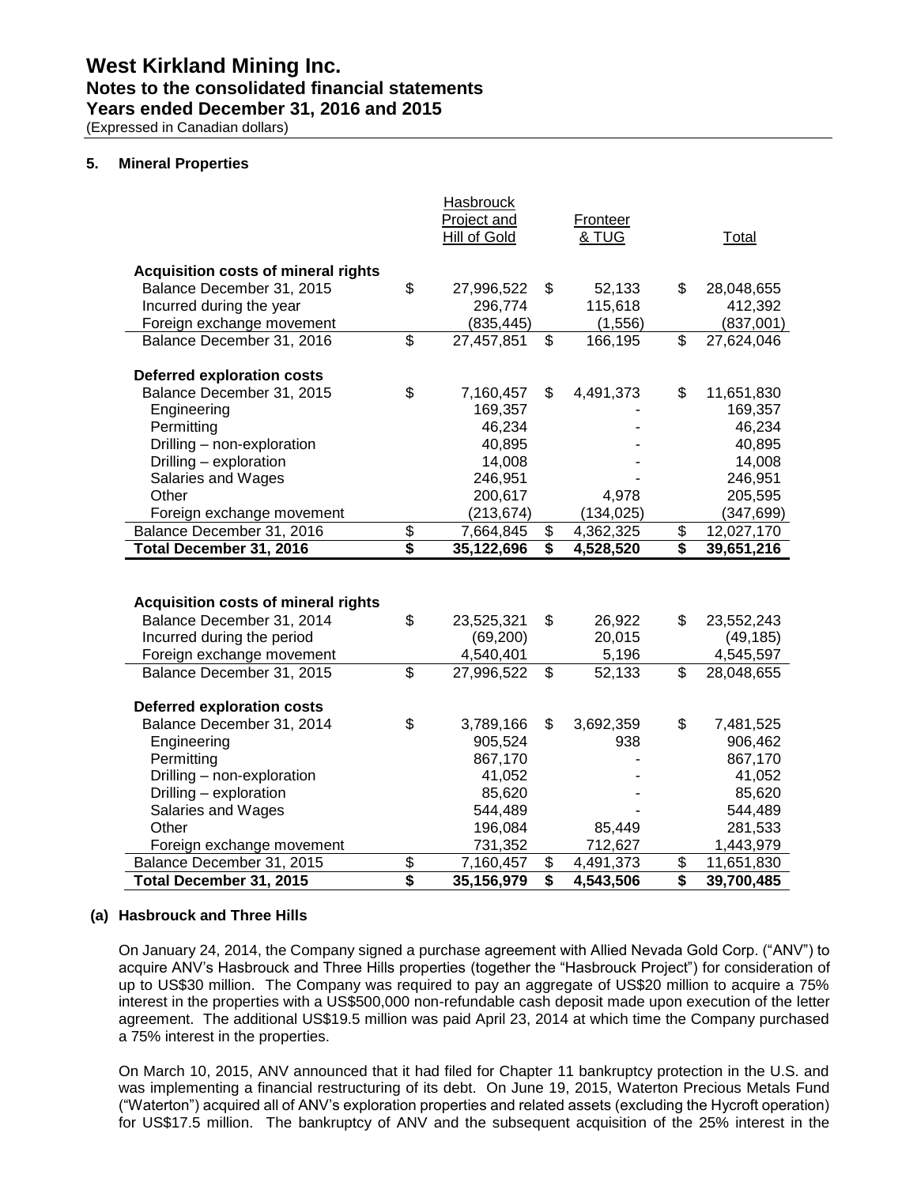## 5. Mineral Properties

| | Hasbrouck Project and Hill of Gold | Fronteer & TUG | Total |
|---|---|---|---|
| **Acquisition costs of mineral rights** | | | |
| Balance December 31, 2015 | $ 27,996,522 | $ 52,133 | $ 28,048,655 |
| Incurred during the year | 296,774 | 115,618 | 412,392 |
| Foreign exchange movement | (835,445) | (1,556) | (837,001) |
| Balance December 31, 2016 | $ 27,457,851 | $ 166,195 | $ 27,624,046 |
| **Deferred exploration costs** | | | |
| Balance December 31, 2015 | $ 7,160,457 | $ 4,491,373 | $ 11,651,830 |
| Engineering | 169,357 | - | 169,357 |
| Permitting | 46,234 | - | 46,234 |
| Drilling – non-exploration | 40,895 | - | 40,895 |
| Drilling – exploration | 14,008 | - | 14,008 |
| Salaries and Wages | 246,951 | - | 246,951 |
| Other | 200,617 | 4,978 | 205,595 |
| Foreign exchange movement | (213,674) | (134,025) | (347,699) |
| Balance December 31, 2016 | $ 7,664,845 | $ 4,362,325 | $ 12,027,170 |
| **Total December 31, 2016** | **$ 35,122,696** | **$ 4,528,520** | **$ 39,651,216** |

| | Hasbrouck Project and Hill of Gold | Fronteer & TUG | Total |
|---|---|---|---|
| **Acquisition costs of mineral rights** | | | |
| Balance December 31, 2014 | $ 23,525,321 | $ 26,922 | $ 23,552,243 |
| Incurred during the period | (69,200) | 20,015 | (49,185) |
| Foreign exchange movement | 4,540,401 | 5,196 | 4,545,597 |
| Balance December 31, 2015 | $ 27,996,522 | $ 52,133 | $ 28,048,655 |
| **Deferred exploration costs** | | | |
| Balance December 31, 2014 | $ 3,789,166 | $ 3,692,359 | $ 7,481,525 |
| Engineering | 905,524 | 938 | 906,462 |
| Permitting | 867,170 | - | 867,170 |
| Drilling – non-exploration | 41,052 | - | 41,052 |
| Drilling – exploration | 85,620 | - | 85,620 |
| Salaries and Wages | 544,489 | - | 544,489 |
| Other | 196,084 | 85,449 | 281,533 |
| Foreign exchange movement | 731,352 | 712,627 | 1,443,979 |
| Balance December 31, 2015 | $ 7,160,457 | $ 4,491,373 | $ 11,651,830 |
| **Total December 31, 2015** | **$ 35,156,979** | **$ 4,543,506** | **$ 39,700,485** |

### (a) Hasbrouck and Three Hills

On January 24, 2014, the Company signed a purchase agreement with Allied Nevada Gold Corp. ("ANV") to acquire ANV's Hasbrouck and Three Hills properties (together the "Hasbrouck Project") for consideration of up to US$30 million. The Company was required to pay an aggregate of US$20 million to acquire a 75% interest in the properties with a US$500,000 non-refundable cash deposit made upon execution of the letter agreement. The additional US$19.5 million was paid April 23, 2014 at which time the Company purchased a 75% interest in the properties.

On March 10, 2015, ANV announced that it had filed for Chapter 11 bankruptcy protection in the U.S. and was implementing a financial restructuring of its debt. On June 19, 2015, Waterton Precious Metals Fund ("Waterton") acquired all of ANV's exploration properties and related assets (excluding the Hycroft operation) for US$17.5 million. The bankruptcy of ANV and the subsequent acquisition of the 25% interest in the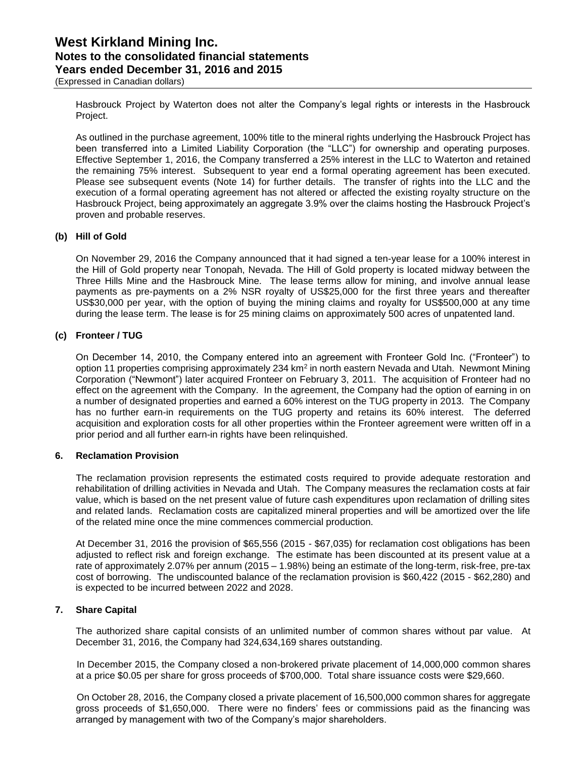Hasbrouck Project by Waterton does not alter the Company's legal rights or interests in the Hasbrouck Project.

As outlined in the purchase agreement, 100% title to the mineral rights underlying the Hasbrouck Project has been transferred into a Limited Liability Corporation (the "LLC") for ownership and operating purposes. Effective September 1, 2016, the Company transferred a 25% interest in the LLC to Waterton and retained the remaining 75% interest. Subsequent to year end a formal operating agreement has been executed. Please see subsequent events (Note 14) for further details. The transfer of rights into the LLC and the execution of a formal operating agreement has not altered or affected the existing royalty structure on the Hasbrouck Project, being approximately an aggregate 3.9% over the claims hosting the Hasbrouck Project's proven and probable reserves.

### (b) Hill of Gold

On November 29, 2016 the Company announced that it had signed a ten-year lease for a 100% interest in the Hill of Gold property near Tonopah, Nevada. The Hill of Gold property is located midway between the Three Hills Mine and the Hasbrouck Mine. The lease terms allow for mining, and involve annual lease payments as pre-payments on a 2% NSR royalty of US$25,000 for the first three years and thereafter US$30,000 per year, with the option of buying the mining claims and royalty for US$500,000 at any time during the lease term. The lease is for 25 mining claims on approximately 500 acres of unpatented land.

### (c) Fronteer / TUG

On December 14, 2010, the Company entered into an agreement with Fronteer Gold Inc. ("Fronteer") to option 11 properties comprising approximately 234 $km^2$ in north eastern Nevada and Utah. Newmont Mining Corporation ("Newmont") later acquired Fronteer on February 3, 2011. The acquisition of Fronteer had no effect on the agreement with the Company. In the agreement, the Company had the option of earning in on a number of designated properties and earned a 60% interest on the TUG property in 2013. The Company has no further earn-in requirements on the TUG property and retains its 60% interest. The deferred acquisition and exploration costs for all other properties within the Fronteer agreement were written off in a prior period and all further earn-in rights have been relinquished.

## 6. Reclamation Provision

The reclamation provision represents the estimated costs required to provide adequate restoration and rehabilitation of drilling activities in Nevada and Utah. The Company measures the reclamation costs at fair value, which is based on the net present value of future cash expenditures upon reclamation of drilling sites and related lands. Reclamation costs are capitalized mineral properties and will be amortized over the life of the related mine once the mine commences commercial production.

At December 31, 2016 the provision of $65,556 (2015 - $67,035) for reclamation cost obligations has been adjusted to reflect risk and foreign exchange. The estimate has been discounted at its present value at a rate of approximately 2.07% per annum (2015 – 1.98%) being an estimate of the long-term, risk-free, pre-tax cost of borrowing. The undiscounted balance of the reclamation provision is $60,422 (2015 - $62,280) and is expected to be incurred between 2022 and 2028.

## 7. Share Capital

The authorized share capital consists of an unlimited number of common shares without par value. At December 31, 2016, the Company had 324,634,169 shares outstanding.

In December 2015, the Company closed a non-brokered private placement of 14,000,000 common shares at a price $0.05 per share for gross proceeds of $700,000. Total share issuance costs were $29,660.

On October 28, 2016, the Company closed a private placement of 16,500,000 common shares for aggregate gross proceeds of $1,650,000. There were no finders' fees or commissions paid as the financing was arranged by management with two of the Company's major shareholders.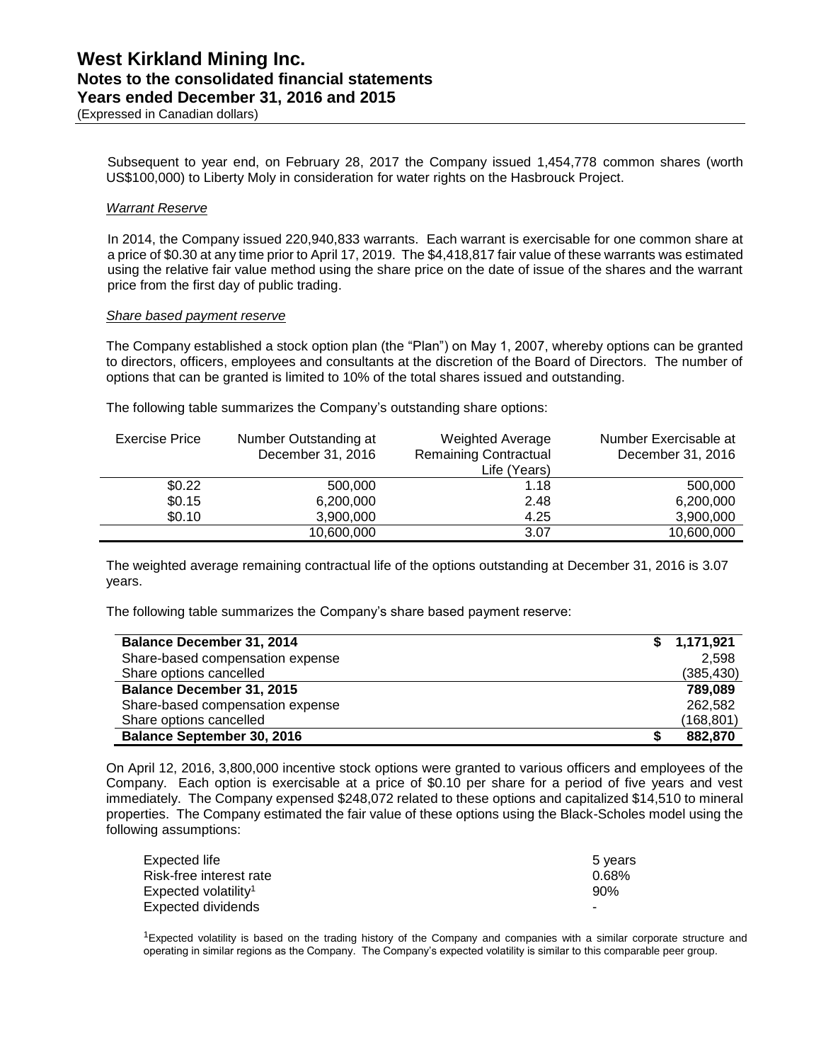Subsequent to year end, on February 28, 2017 the Company issued 1,454,778 common shares (worth US$100,000) to Liberty Moly in consideration for water rights on the Hasbrouck Project.

*Warrant Reserve*

In 2014, the Company issued 220,940,833 warrants. Each warrant is exercisable for one common share at a price of $0.30 at any time prior to April 17, 2019. The $4,418,817 fair value of these warrants was estimated using the relative fair value method using the share price on the date of issue of the shares and the warrant price from the first day of public trading.

*Share based payment reserve*

The Company established a stock option plan (the "Plan") on May 1, 2007, whereby options can be granted to directors, officers, employees and consultants at the discretion of the Board of Directors. The number of options that can be granted is limited to 10% of the total shares issued and outstanding.

The following table summarizes the Company's outstanding share options:

| Exercise Price | Number Outstanding at December 31, 2016 | Weighted Average Remaining Contractual Life (Years) | Number Exercisable at December 31, 2016 |
|---|---|---|---|
| $0.22 | 500,000 | 1.18 | 500,000 |
| $0.15 | 6,200,000 | 2.48 | 6,200,000 |
| $0.10 | 3,900,000 | 4.25 | 3,900,000 |
| | 10,600,000 | 3.07 | 10,600,000 |

The weighted average remaining contractual life of the options outstanding at December 31, 2016 is 3.07 years.

The following table summarizes the Company's share based payment reserve:

| | |
|---|---|
| **Balance December 31, 2014** | **$ 1,171,921** |
| Share-based compensation expense | 2,598 |
| Share options cancelled | (385,430) |
| **Balance December 31, 2015** | **789,089** |
| Share-based compensation expense | 262,582 |
| Share options cancelled | (168,801) |
| **Balance September 30, 2016** | **$ 882,870** |

On April 12, 2016, 3,800,000 incentive stock options were granted to various officers and employees of the Company. Each option is exercisable at a price of $0.10 per share for a period of five years and vest immediately. The Company expensed $248,072 related to these options and capitalized $14,510 to mineral properties. The Company estimated the fair value of these options using the Black-Scholes model using the following assumptions:

| | |
|---|---|
| Expected life | 5 years |
| Risk-free interest rate | 0.68% |
| Expected volatility[1] | 90% |
| Expected dividends | - |

[1]Expected volatility is based on the trading history of the Company and companies with a similar corporate structure and operating in similar regions as the Company. The Company's expected volatility is similar to this comparable peer group.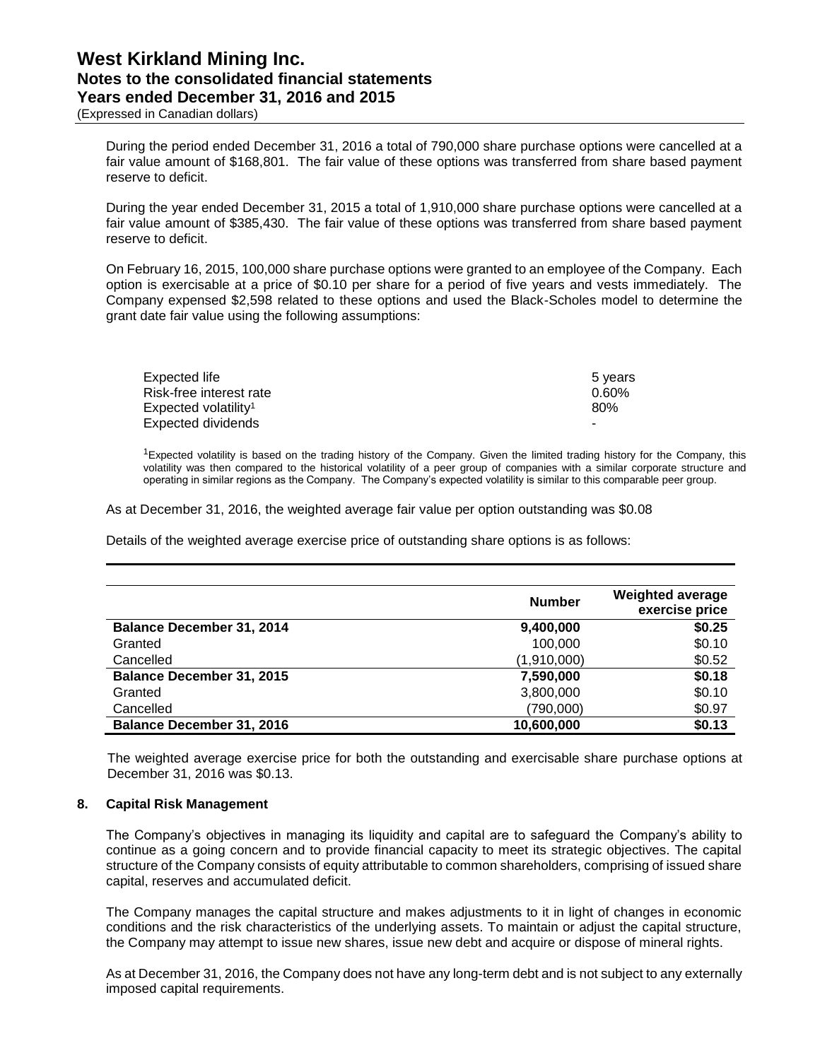During the period ended December 31, 2016 a total of 790,000 share purchase options were cancelled at a fair value amount of $168,801. The fair value of these options was transferred from share based payment reserve to deficit.

During the year ended December 31, 2015 a total of 1,910,000 share purchase options were cancelled at a fair value amount of $385,430. The fair value of these options was transferred from share based payment reserve to deficit.

On February 16, 2015, 100,000 share purchase options were granted to an employee of the Company. Each option is exercisable at a price of $0.10 per share for a period of five years and vests immediately. The Company expensed $2,598 related to these options and used the Black-Scholes model to determine the grant date fair value using the following assumptions:

| | |
|---|---|
| Expected life | 5 years |
| Risk-free interest rate | 0.60% |
| Expected volatility[1] | 80% |
| Expected dividends | - |

[1]Expected volatility is based on the trading history of the Company. Given the limited trading history for the Company, this volatility was then compared to the historical volatility of a peer group of companies with a similar corporate structure and operating in similar regions as the Company. The Company's expected volatility is similar to this comparable peer group.

As at December 31, 2016, the weighted average fair value per option outstanding was $0.08

Details of the weighted average exercise price of outstanding share options is as follows:

| | Number | Weighted average exercise price |
|---|---|---|
| **Balance December 31, 2014** | **9,400,000** | **$0.25** |
| Granted | 100,000 | $0.10 |
| Cancelled | (1,910,000) | $0.52 |
| **Balance December 31, 2015** | **7,590,000** | **$0.18** |
| Granted | 3,800,000 | $0.10 |
| Cancelled | (790,000) | $0.97 |
| **Balance December 31, 2016** | **10,600,000** | **$0.13** |

The weighted average exercise price for both the outstanding and exercisable share purchase options at December 31, 2016 was $0.13.

## 8. Capital Risk Management

The Company's objectives in managing its liquidity and capital are to safeguard the Company's ability to continue as a going concern and to provide financial capacity to meet its strategic objectives. The capital structure of the Company consists of equity attributable to common shareholders, comprising of issued share capital, reserves and accumulated deficit.

The Company manages the capital structure and makes adjustments to it in light of changes in economic conditions and the risk characteristics of the underlying assets. To maintain or adjust the capital structure, the Company may attempt to issue new shares, issue new debt and acquire or dispose of mineral rights.

As at December 31, 2016, the Company does not have any long-term debt and is not subject to any externally imposed capital requirements.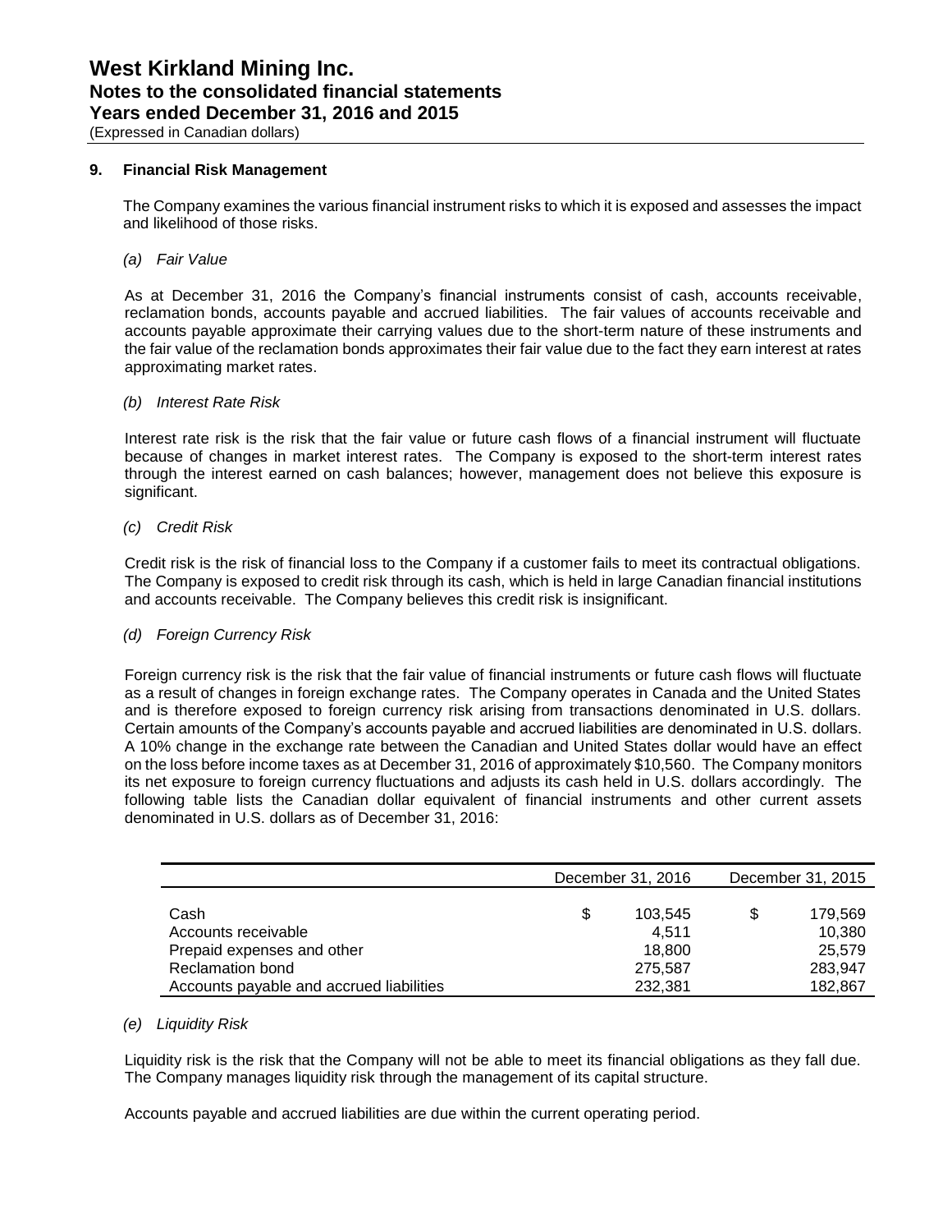# West Kirkland Mining Inc.
## Notes to the consolidated financial statements
## Years ended December 31, 2016 and 2015
(Expressed in Canadian dollars)

### 9. Financial Risk Management

The Company examines the various financial instrument risks to which it is exposed and assesses the impact and likelihood of those risks.

*(a) Fair Value*

As at December 31, 2016 the Company's financial instruments consist of cash, accounts receivable, reclamation bonds, accounts payable and accrued liabilities. The fair values of accounts receivable and accounts payable approximate their carrying values due to the short-term nature of these instruments and the fair value of the reclamation bonds approximates their fair value due to the fact they earn interest at rates approximating market rates.

*(b) Interest Rate Risk*

Interest rate risk is the risk that the fair value or future cash flows of a financial instrument will fluctuate because of changes in market interest rates. The Company is exposed to the short-term interest rates through the interest earned on cash balances; however, management does not believe this exposure is significant.

*(c) Credit Risk*

Credit risk is the risk of financial loss to the Company if a customer fails to meet its contractual obligations. The Company is exposed to credit risk through its cash, which is held in large Canadian financial institutions and accounts receivable. The Company believes this credit risk is insignificant.

*(d) Foreign Currency Risk*

Foreign currency risk is the risk that the fair value of financial instruments or future cash flows will fluctuate as a result of changes in foreign exchange rates. The Company operates in Canada and the United States and is therefore exposed to foreign currency risk arising from transactions denominated in U.S. dollars. Certain amounts of the Company's accounts payable and accrued liabilities are denominated in U.S. dollars. A 10% change in the exchange rate between the Canadian and United States dollar would have an effect on the loss before income taxes as at December 31, 2016 of approximately $10,560. The Company monitors its net exposure to foreign currency fluctuations and adjusts its cash held in U.S. dollars accordingly. The following table lists the Canadian dollar equivalent of financial instruments and other current assets denominated in U.S. dollars as of December 31, 2016:

| | December 31, 2016 | December 31, 2015 |
|---|---|---|
| Cash | $ 103,545 | $ 179,569 |
| Accounts receivable | 4,511 | 10,380 |
| Prepaid expenses and other | 18,800 | 25,579 |
| Reclamation bond | 275,587 | 283,947 |
| Accounts payable and accrued liabilities | 232,381 | 182,867 |

*(e) Liquidity Risk*

Liquidity risk is the risk that the Company will not be able to meet its financial obligations as they fall due. The Company manages liquidity risk through the management of its capital structure.

Accounts payable and accrued liabilities are due within the current operating period.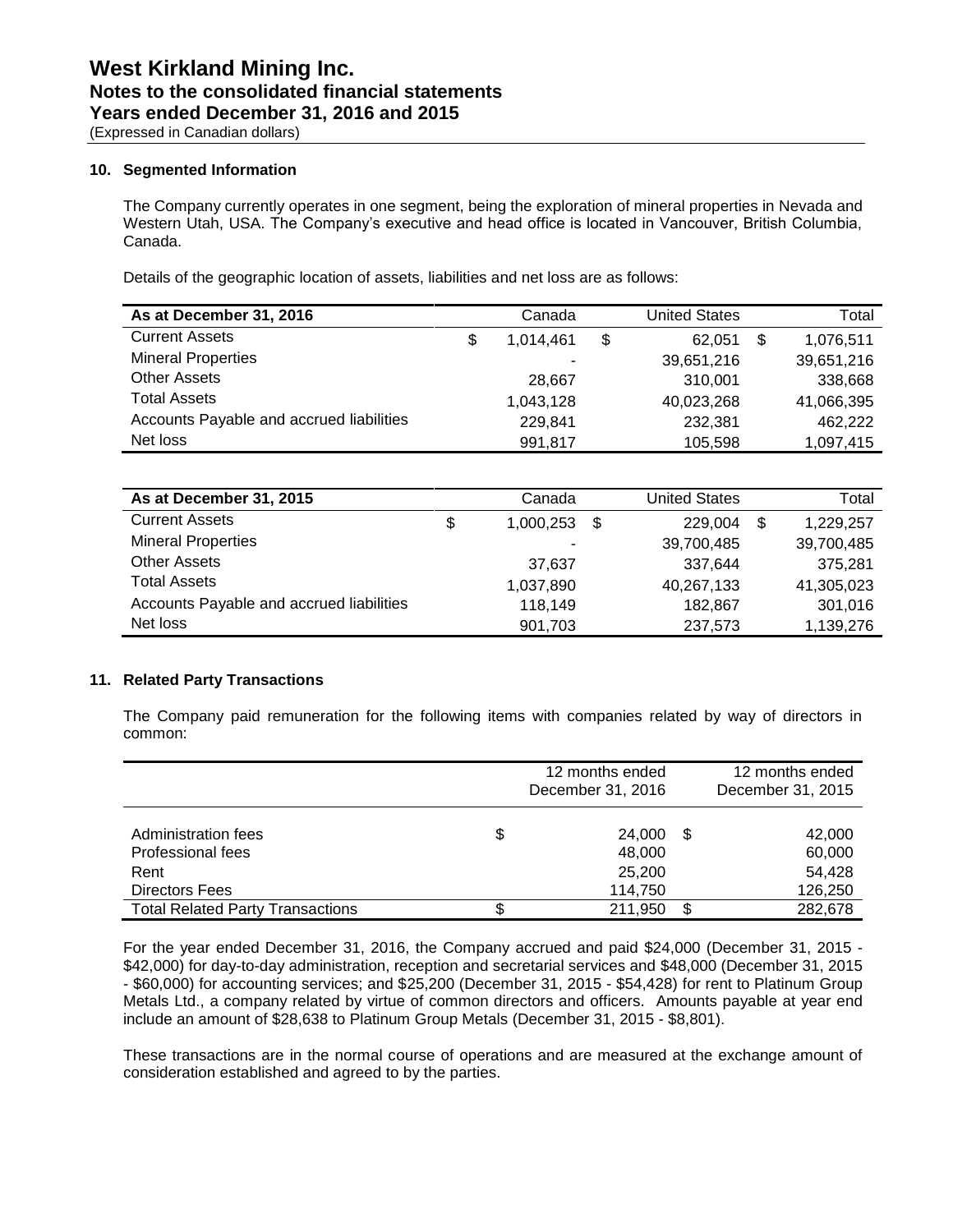# West Kirkland Mining Inc.
## Notes to the consolidated financial statements
## Years ended December 31, 2016 and 2015
(Expressed in Canadian dollars)

### 10. Segmented Information

The Company currently operates in one segment, being the exploration of mineral properties in Nevada and Western Utah, USA. The Company's executive and head office is located in Vancouver, British Columbia, Canada.

Details of the geographic location of assets, liabilities and net loss are as follows:

| As at December 31, 2016 | Canada | United States | Total |
|---|---|---|---|
| Current Assets | $ 1,014,461 | $ 62,051 | $ 1,076,511 |
| Mineral Properties | - | 39,651,216 | 39,651,216 |
| Other Assets | 28,667 | 310,001 | 338,668 |
| Total Assets | 1,043,128 | 40,023,268 | 41,066,395 |
| Accounts Payable and accrued liabilities | 229,841 | 232,381 | 462,222 |
| Net loss | 991,817 | 105,598 | 1,097,415 |

| As at December 31, 2015 | Canada | United States | Total |
|---|---|---|---|
| Current Assets | $ 1,000,253 | $ 229,004 | $ 1,229,257 |
| Mineral Properties | - | 39,700,485 | 39,700,485 |
| Other Assets | 37,637 | 337,644 | 375,281 |
| Total Assets | 1,037,890 | 40,267,133 | 41,305,023 |
| Accounts Payable and accrued liabilities | 118,149 | 182,867 | 301,016 |
| Net loss | 901,703 | 237,573 | 1,139,276 |

### 11. Related Party Transactions

The Company paid remuneration for the following items with companies related by way of directors in common:

| | 12 months ended December 31, 2016 | 12 months ended December 31, 2015 |
|---|---|---|
| Administration fees | $ 24,000 | $ 42,000 |
| Professional fees | 48,000 | 60,000 |
| Rent | 25,200 | 54,428 |
| Directors Fees | 114,750 | 126,250 |
| Total Related Party Transactions | $ 211,950 | $ 282,678 |

For the year ended December 31, 2016, the Company accrued and paid $24,000 (December 31, 2015 - $42,000) for day-to-day administration, reception and secretarial services and $48,000 (December 31, 2015 - $60,000) for accounting services; and $25,200 (December 31, 2015 - $54,428) for rent to Platinum Group Metals Ltd., a company related by virtue of common directors and officers. Amounts payable at year end include an amount of $28,638 to Platinum Group Metals (December 31, 2015 - $8,801).

These transactions are in the normal course of operations and are measured at the exchange amount of consideration established and agreed to by the parties.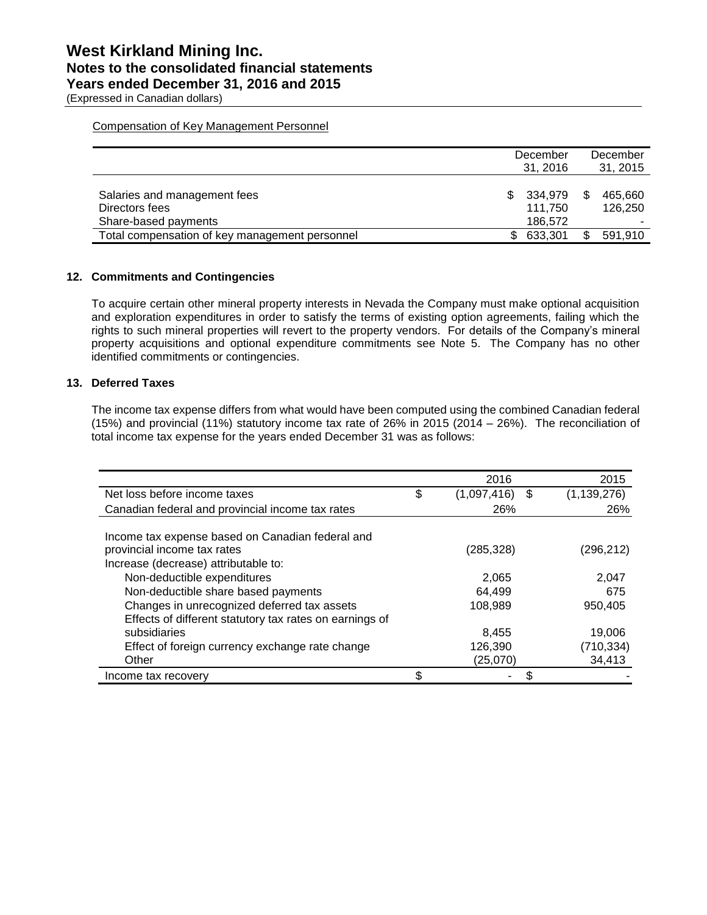Compensation of Key Management Personnel

| | December 31, 2016 | December 31, 2015 |
|---|---|---|
| Salaries and management fees | $ 334,979 | $ 465,660 |
| Directors fees | 111,750 | 126,250 |
| Share-based payments | 186,572 | - |
| Total compensation of key management personnel | $ 633,301 | $ 591,910 |

## 12. Commitments and Contingencies

To acquire certain other mineral property interests in Nevada the Company must make optional acquisition and exploration expenditures in order to satisfy the terms of existing option agreements, failing which the rights to such mineral properties will revert to the property vendors. For details of the Company's mineral property acquisitions and optional expenditure commitments see Note 5. The Company has no other identified commitments or contingencies.

## 13. Deferred Taxes

The income tax expense differs from what would have been computed using the combined Canadian federal (15%) and provincial (11%) statutory income tax rate of 26% in 2015 (2014 – 26%). The reconciliation of total income tax expense for the years ended December 31 was as follows:

| | 2016 | 2015 |
|---|---|---|
| Net loss before income taxes | $ (1,097,416) | $ (1,139,276) |
| Canadian federal and provincial income tax rates | 26% | 26% |
| Income tax expense based on Canadian federal and provincial income tax rates | (285,328) | (296,212) |
| Increase (decrease) attributable to: | | |
| Non-deductible expenditures | 2,065 | 2,047 |
| Non-deductible share based payments | 64,499 | 675 |
| Changes in unrecognized deferred tax assets | 108,989 | 950,405 |
| Effects of different statutory tax rates on earnings of subsidiaries | 8,455 | 19,006 |
| Effect of foreign currency exchange rate change | 126,390 | (710,334) |
| Other | (25,070) | 34,413 |
| Income tax recovery | $ - | $ - |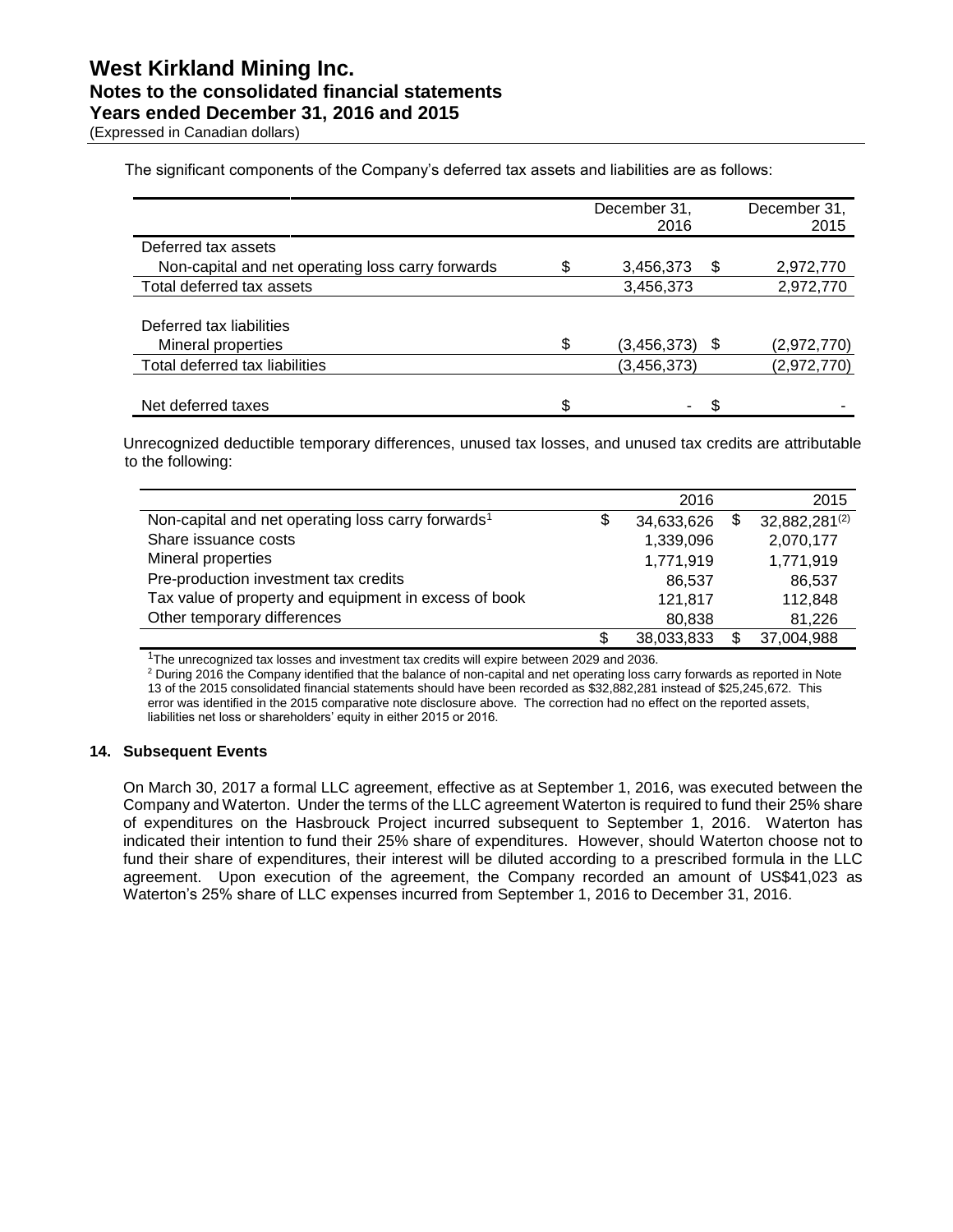The significant components of the Company's deferred tax assets and liabilities are as follows:

| | December 31, 2016 | December 31, 2015 |
|---|---|---|
| Deferred tax assets | | |
| Non-capital and net operating loss carry forwards | $ 3,456,373 | $ 2,972,770 |
| Total deferred tax assets | 3,456,373 | 2,972,770 |
| Deferred tax liabilities | | |
| Mineral properties | $ (3,456,373) | $ (2,972,770) |
| Total deferred tax liabilities | (3,456,373) | (2,972,770) |
| Net deferred taxes | $ - | $ - |

Unrecognized deductible temporary differences, unused tax losses, and unused tax credits are attributable to the following:

| | 2016 | 2015 |
|---|---|---|
| Non-capital and net operating loss carry forwards[1] | $ 34,633,626 | $ 32,882,281[(2)] |
| Share issuance costs | 1,339,096 | 2,070,177 |
| Mineral properties | 1,771,919 | 1,771,919 |
| Pre-production investment tax credits | 86,537 | 86,537 |
| Tax value of property and equipment in excess of book | 121,817 | 112,848 |
| Other temporary differences | 80,838 | 81,226 |
| | $ 38,033,833 | $ 37,004,988 |

[1]The unrecognized tax losses and investment tax credits will expire between 2029 and 2036.

[2] During 2016 the Company identified that the balance of non-capital and net operating loss carry forwards as reported in Note 13 of the 2015 consolidated financial statements should have been recorded as $32,882,281 instead of $25,245,672. This error was identified in the 2015 comparative note disclosure above. The correction had no effect on the reported assets, liabilities net loss or shareholders' equity in either 2015 or 2016.

## 14. Subsequent Events

On March 30, 2017 a formal LLC agreement, effective as at September 1, 2016, was executed between the Company and Waterton. Under the terms of the LLC agreement Waterton is required to fund their 25% share of expenditures on the Hasbrouck Project incurred subsequent to September 1, 2016. Waterton has indicated their intention to fund their 25% share of expenditures. However, should Waterton choose not to fund their share of expenditures, their interest will be diluted according to a prescribed formula in the LLC agreement. Upon execution of the agreement, the Company recorded an amount of US$41,023 as Waterton's 25% share of LLC expenses incurred from September 1, 2016 to December 31, 2016.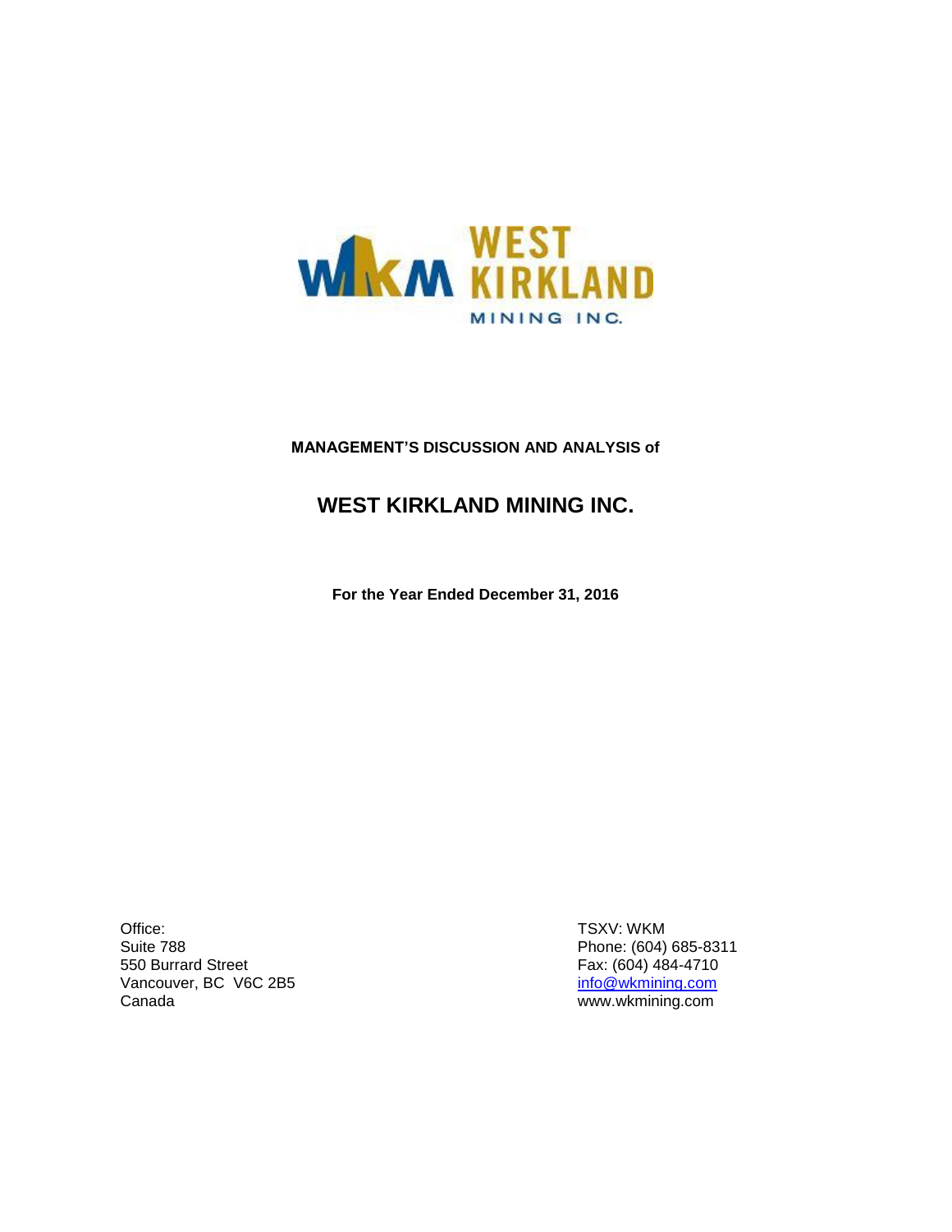**MANAGEMENT'S DISCUSSION AND ANALYSIS of**

# WEST KIRKLAND MINING INC.

**For the Year Ended December 31, 2016**

Office:
Suite 788
550 Burrard Street
Vancouver, BC V6C 2B5
Canada

TSXV: WKM
Phone: (604) 685-8311
Fax: (604) 484-4710
info@wkmining.com
www.wkmining.com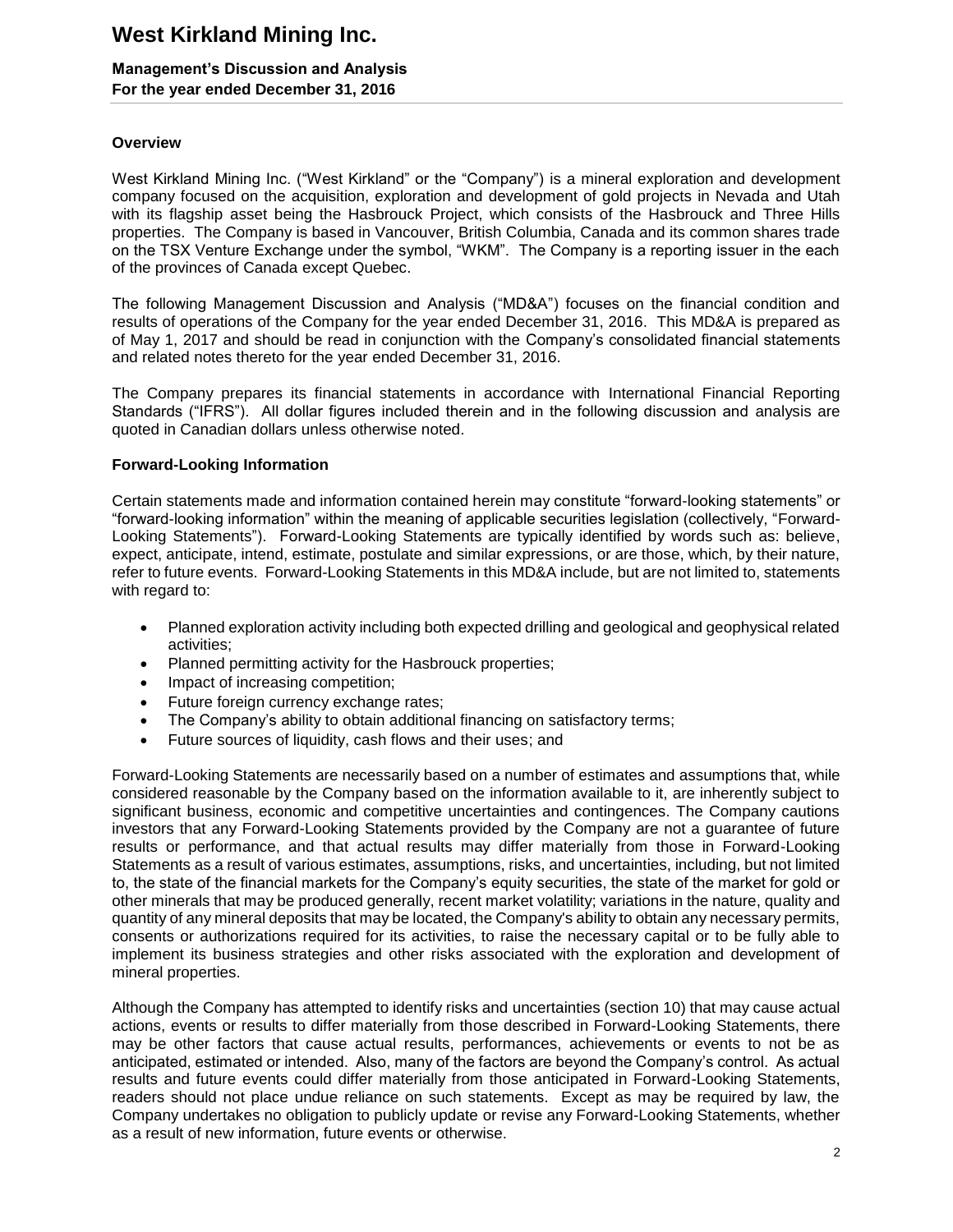## Overview

West Kirkland Mining Inc. ("West Kirkland" or the "Company") is a mineral exploration and development company focused on the acquisition, exploration and development of gold projects in Nevada and Utah with its flagship asset being the Hasbrouck Project, which consists of the Hasbrouck and Three Hills properties. The Company is based in Vancouver, British Columbia, Canada and its common shares trade on the TSX Venture Exchange under the symbol, "WKM". The Company is a reporting issuer in the each of the provinces of Canada except Quebec.

The following Management Discussion and Analysis ("MD&A") focuses on the financial condition and results of operations of the Company for the year ended December 31, 2016. This MD&A is prepared as of May 1, 2017 and should be read in conjunction with the Company's consolidated financial statements and related notes thereto for the year ended December 31, 2016.

The Company prepares its financial statements in accordance with International Financial Reporting Standards ("IFRS"). All dollar figures included therein and in the following discussion and analysis are quoted in Canadian dollars unless otherwise noted.

## Forward-Looking Information

Certain statements made and information contained herein may constitute "forward-looking statements" or "forward-looking information" within the meaning of applicable securities legislation (collectively, "Forward-Looking Statements"). Forward-Looking Statements are typically identified by words such as: believe, expect, anticipate, intend, estimate, postulate and similar expressions, or are those, which, by their nature, refer to future events. Forward-Looking Statements in this MD&A include, but are not limited to, statements with regard to:

- Planned exploration activity including both expected drilling and geological and geophysical related activities;
- Planned permitting activity for the Hasbrouck properties;
- Impact of increasing competition;
- Future foreign currency exchange rates;
- The Company's ability to obtain additional financing on satisfactory terms;
- Future sources of liquidity, cash flows and their uses; and

Forward-Looking Statements are necessarily based on a number of estimates and assumptions that, while considered reasonable by the Company based on the information available to it, are inherently subject to significant business, economic and competitive uncertainties and contingences. The Company cautions investors that any Forward-Looking Statements provided by the Company are not a guarantee of future results or performance, and that actual results may differ materially from those in Forward-Looking Statements as a result of various estimates, assumptions, risks, and uncertainties, including, but not limited to, the state of the financial markets for the Company's equity securities, the state of the market for gold or other minerals that may be produced generally, recent market volatility; variations in the nature, quality and quantity of any mineral deposits that may be located, the Company's ability to obtain any necessary permits, consents or authorizations required for its activities, to raise the necessary capital or to be fully able to implement its business strategies and other risks associated with the exploration and development of mineral properties.

Although the Company has attempted to identify risks and uncertainties (section 10) that may cause actual actions, events or results to differ materially from those described in Forward-Looking Statements, there may be other factors that cause actual results, performances, achievements or events to not be as anticipated, estimated or intended. Also, many of the factors are beyond the Company's control. As actual results and future events could differ materially from those anticipated in Forward-Looking Statements, readers should not place undue reliance on such statements. Except as may be required by law, the Company undertakes no obligation to publicly update or revise any Forward-Looking Statements, whether as a result of new information, future events or otherwise.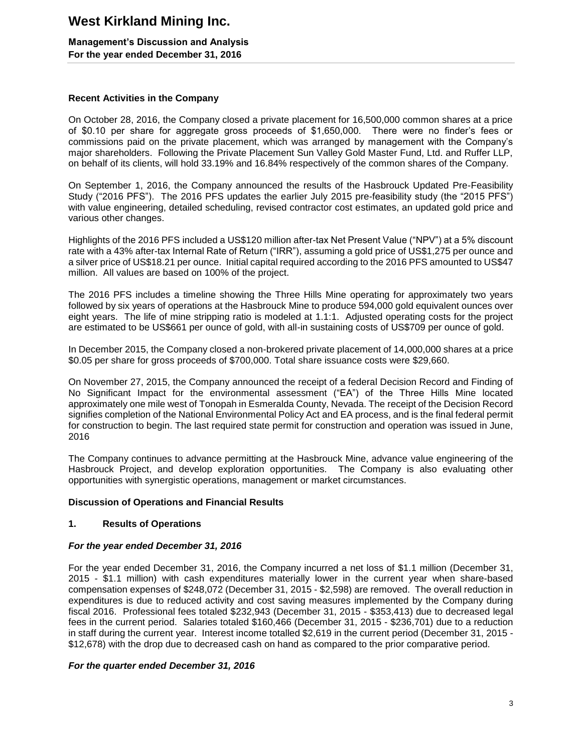## Recent Activities in the Company

On October 28, 2016, the Company closed a private placement for 16,500,000 common shares at a price of $0.10 per share for aggregate gross proceeds of $1,650,000. There were no finder's fees or commissions paid on the private placement, which was arranged by management with the Company's major shareholders. Following the Private Placement Sun Valley Gold Master Fund, Ltd. and Ruffer LLP, on behalf of its clients, will hold 33.19% and 16.84% respectively of the common shares of the Company.

On September 1, 2016, the Company announced the results of the Hasbrouck Updated Pre-Feasibility Study ("2016 PFS"). The 2016 PFS updates the earlier July 2015 pre-feasibility study (the "2015 PFS") with value engineering, detailed scheduling, revised contractor cost estimates, an updated gold price and various other changes.

Highlights of the 2016 PFS included a US$120 million after-tax Net Present Value ("NPV") at a 5% discount rate with a 43% after-tax Internal Rate of Return ("IRR"), assuming a gold price of US$1,275 per ounce and a silver price of US$18.21 per ounce. Initial capital required according to the 2016 PFS amounted to US$47 million. All values are based on 100% of the project.

The 2016 PFS includes a timeline showing the Three Hills Mine operating for approximately two years followed by six years of operations at the Hasbrouck Mine to produce 594,000 gold equivalent ounces over eight years. The life of mine stripping ratio is modeled at 1.1:1. Adjusted operating costs for the project are estimated to be US$661 per ounce of gold, with all-in sustaining costs of US$709 per ounce of gold.

In December 2015, the Company closed a non-brokered private placement of 14,000,000 shares at a price $0.05 per share for gross proceeds of $700,000. Total share issuance costs were $29,660.

On November 27, 2015, the Company announced the receipt of a federal Decision Record and Finding of No Significant Impact for the environmental assessment ("EA") of the Three Hills Mine located approximately one mile west of Tonopah in Esmeralda County, Nevada. The receipt of the Decision Record signifies completion of the National Environmental Policy Act and EA process, and is the final federal permit for construction to begin. The last required state permit for construction and operation was issued in June, 2016

The Company continues to advance permitting at the Hasbrouck Mine, advance value engineering of the Hasbrouck Project, and develop exploration opportunities. The Company is also evaluating other opportunities with synergistic operations, management or market circumstances.

## Discussion of Operations and Financial Results

### 1. Results of Operations

***For the year ended December 31, 2016***

For the year ended December 31, 2016, the Company incurred a net loss of $1.1 million (December 31, 2015 - $1.1 million) with cash expenditures materially lower in the current year when share-based compensation expenses of $248,072 (December 31, 2015 - $2,598) are removed. The overall reduction in expenditures is due to reduced activity and cost saving measures implemented by the Company during fiscal 2016. Professional fees totaled $232,943 (December 31, 2015 - $353,413) due to decreased legal fees in the current period. Salaries totaled $160,466 (December 31, 2015 - $236,701) due to a reduction in staff during the current year. Interest income totalled $2,619 in the current period (December 31, 2015 - $12,678) with the drop due to decreased cash on hand as compared to the prior comparative period.

***For the quarter ended December 31, 2016***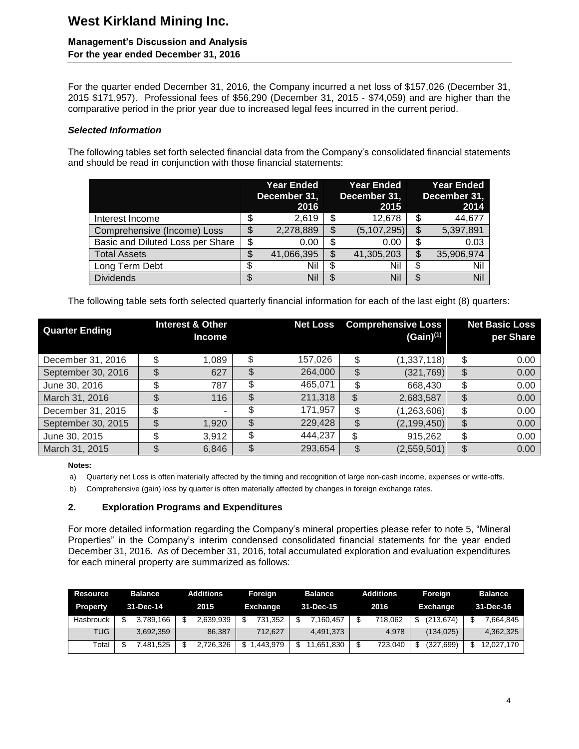For the quarter ended December 31, 2016, the Company incurred a net loss of $157,026 (December 31, 2015 $171,957). Professional fees of $56,290 (December 31, 2015 - $74,059) and are higher than the comparative period in the prior year due to increased legal fees incurred in the current period.

### *Selected Information*

The following tables set forth selected financial data from the Company's consolidated financial statements and should be read in conjunction with those financial statements:

| | Year Ended December 31, 2016 | Year Ended December 31, 2015 | Year Ended December 31, 2014 |
|---|---|---|---|
| Interest Income | $ 2,619 | $ 12,678 | $ 44,677 |
| Comprehensive (Income) Loss | $ 2,278,889 | $ (5,107,295) | $ 5,397,891 |
| Basic and Diluted Loss per Share | $ 0.00 | $ 0.00 | $ 0.03 |
| Total Assets | $ 41,066,395 | $ 41,305,203 | $ 35,906,974 |
| Long Term Debt | $ Nil | $ Nil | $ Nil |
| Dividends | $ Nil | $ Nil | $ Nil |

The following table sets forth selected quarterly financial information for each of the last eight (8) quarters:

| Quarter Ending | Interest & Other Income | Net Loss | Comprehensive Loss (Gain)[1] | Net Basic Loss per Share |
|---|---|---|---|---|
| December 31, 2016 | $ 1,089 | $ 157,026 | $ (1,337,118) | $ 0.00 |
| September 30, 2016 | $ 627 | $ 264,000 | $ (321,769) | $ 0.00 |
| June 30, 2016 | $ 787 | $ 465,071 | $ 668,430 | $ 0.00 |
| March 31, 2016 | $ 116 | $ 211,318 | $ 2,683,587 | $ 0.00 |
| December 31, 2015 | $ - | $ 171,957 | $ (1,263,606) | $ 0.00 |
| September 30, 2015 | $ 1,920 | $ 229,428 | $ (2,199,450) | $ 0.00 |
| June 30, 2015 | $ 3,912 | $ 444,237 | $ 915,262 | $ 0.00 |
| March 31, 2015 | $ 6,846 | $ 293,654 | $ (2,559,501) | $ 0.00 |

**Notes:**

a) Quarterly net Loss is often materially affected by the timing and recognition of large non-cash income, expenses or write-offs.

b) Comprehensive (gain) loss by quarter is often materially affected by changes in foreign exchange rates.

## 2. Exploration Programs and Expenditures

For more detailed information regarding the Company's mineral properties please refer to note 5, "Mineral Properties" in the Company's interim condensed consolidated financial statements for the year ended December 31, 2016. As of December 31, 2016, total accumulated exploration and evaluation expenditures for each mineral property are summarized as follows:

| Resource Property | Balance 31-Dec-14 | Additions 2015 | Foreign Exchange | Balance 31-Dec-15 | Additions 2016 | Foreign Exchange | Balance 31-Dec-16 |
|---|---|---|---|---|---|---|---|
| Hasbrouck | $ 3,789,166 | $ 2,639,939 | $ 731,352 | $ 7,160,457 | $ 718,062 | $ (213,674) | $ 7,664,845 |
| TUG | 3,692,359 | 86,387 | 712,627 | 4,491,373 | 4,978 | (134,025) | 4,362,325 |
| Total | $ 7,481,525 | $ 2,726,326 | $ 1,443,979 | $ 11,651,830 | $ 723,040 | $ (327,699) | $ 12,027,170 |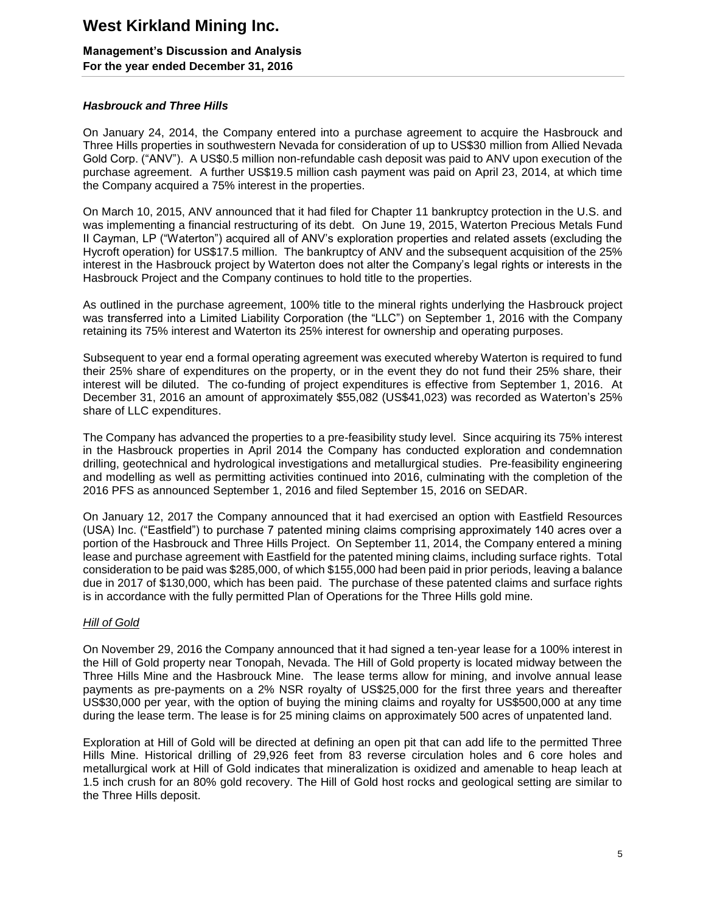### *Hasbrouck and Three Hills*

On January 24, 2014, the Company entered into a purchase agreement to acquire the Hasbrouck and Three Hills properties in southwestern Nevada for consideration of up to US$30 million from Allied Nevada Gold Corp. ("ANV"). A US$0.5 million non-refundable cash deposit was paid to ANV upon execution of the purchase agreement. A further US$19.5 million cash payment was paid on April 23, 2014, at which time the Company acquired a 75% interest in the properties.

On March 10, 2015, ANV announced that it had filed for Chapter 11 bankruptcy protection in the U.S. and was implementing a financial restructuring of its debt. On June 19, 2015, Waterton Precious Metals Fund II Cayman, LP ("Waterton") acquired all of ANV's exploration properties and related assets (excluding the Hycroft operation) for US$17.5 million. The bankruptcy of ANV and the subsequent acquisition of the 25% interest in the Hasbrouck project by Waterton does not alter the Company's legal rights or interests in the Hasbrouck Project and the Company continues to hold title to the properties.

As outlined in the purchase agreement, 100% title to the mineral rights underlying the Hasbrouck project was transferred into a Limited Liability Corporation (the "LLC") on September 1, 2016 with the Company retaining its 75% interest and Waterton its 25% interest for ownership and operating purposes.

Subsequent to year end a formal operating agreement was executed whereby Waterton is required to fund their 25% share of expenditures on the property, or in the event they do not fund their 25% share, their interest will be diluted. The co-funding of project expenditures is effective from September 1, 2016. At December 31, 2016 an amount of approximately $55,082 (US$41,023) was recorded as Waterton's 25% share of LLC expenditures.

The Company has advanced the properties to a pre-feasibility study level. Since acquiring its 75% interest in the Hasbrouck properties in April 2014 the Company has conducted exploration and condemnation drilling, geotechnical and hydrological investigations and metallurgical studies. Pre-feasibility engineering and modelling as well as permitting activities continued into 2016, culminating with the completion of the 2016 PFS as announced September 1, 2016 and filed September 15, 2016 on SEDAR.

On January 12, 2017 the Company announced that it had exercised an option with Eastfield Resources (USA) Inc. ("Eastfield") to purchase 7 patented mining claims comprising approximately 140 acres over a portion of the Hasbrouck and Three Hills Project. On September 11, 2014, the Company entered a mining lease and purchase agreement with Eastfield for the patented mining claims, including surface rights. Total consideration to be paid was $285,000, of which $155,000 had been paid in prior periods, leaving a balance due in 2017 of $130,000, which has been paid. The purchase of these patented claims and surface rights is in accordance with the fully permitted Plan of Operations for the Three Hills gold mine.

#### *Hill of Gold*

On November 29, 2016 the Company announced that it had signed a ten-year lease for a 100% interest in the Hill of Gold property near Tonopah, Nevada. The Hill of Gold property is located midway between the Three Hills Mine and the Hasbrouck Mine. The lease terms allow for mining, and involve annual lease payments as pre-payments on a 2% NSR royalty of US$25,000 for the first three years and thereafter US$30,000 per year, with the option of buying the mining claims and royalty for US$500,000 at any time during the lease term. The lease is for 25 mining claims on approximately 500 acres of unpatented land.

Exploration at Hill of Gold will be directed at defining an open pit that can add life to the permitted Three Hills Mine. Historical drilling of 29,926 feet from 83 reverse circulation holes and 6 core holes and metallurgical work at Hill of Gold indicates that mineralization is oxidized and amenable to heap leach at 1.5 inch crush for an 80% gold recovery. The Hill of Gold host rocks and geological setting are similar to the Three Hills deposit.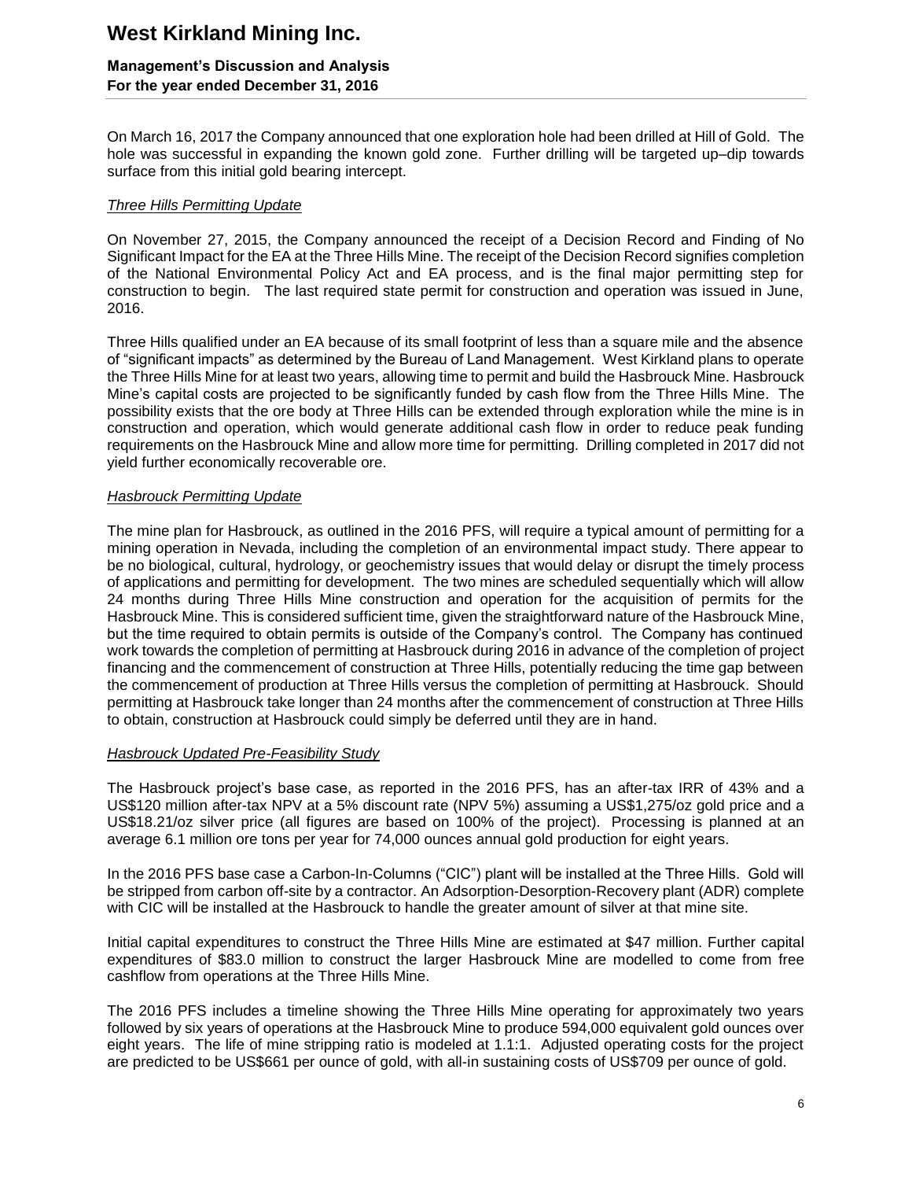On March 16, 2017 the Company announced that one exploration hole had been drilled at Hill of Gold. The hole was successful in expanding the known gold zone. Further drilling will be targeted up–dip towards surface from this initial gold bearing intercept.

*Three Hills Permitting Update*

On November 27, 2015, the Company announced the receipt of a Decision Record and Finding of No Significant Impact for the EA at the Three Hills Mine. The receipt of the Decision Record signifies completion of the National Environmental Policy Act and EA process, and is the final major permitting step for construction to begin. The last required state permit for construction and operation was issued in June, 2016.

Three Hills qualified under an EA because of its small footprint of less than a square mile and the absence of "significant impacts" as determined by the Bureau of Land Management. West Kirkland plans to operate the Three Hills Mine for at least two years, allowing time to permit and build the Hasbrouck Mine. Hasbrouck Mine's capital costs are projected to be significantly funded by cash flow from the Three Hills Mine. The possibility exists that the ore body at Three Hills can be extended through exploration while the mine is in construction and operation, which would generate additional cash flow in order to reduce peak funding requirements on the Hasbrouck Mine and allow more time for permitting. Drilling completed in 2017 did not yield further economically recoverable ore.

*Hasbrouck Permitting Update*

The mine plan for Hasbrouck, as outlined in the 2016 PFS, will require a typical amount of permitting for a mining operation in Nevada, including the completion of an environmental impact study. There appear to be no biological, cultural, hydrology, or geochemistry issues that would delay or disrupt the timely process of applications and permitting for development. The two mines are scheduled sequentially which will allow 24 months during Three Hills Mine construction and operation for the acquisition of permits for the Hasbrouck Mine. This is considered sufficient time, given the straightforward nature of the Hasbrouck Mine, but the time required to obtain permits is outside of the Company's control. The Company has continued work towards the completion of permitting at Hasbrouck during 2016 in advance of the completion of project financing and the commencement of construction at Three Hills, potentially reducing the time gap between the commencement of production at Three Hills versus the completion of permitting at Hasbrouck. Should permitting at Hasbrouck take longer than 24 months after the commencement of construction at Three Hills to obtain, construction at Hasbrouck could simply be deferred until they are in hand.

*Hasbrouck Updated Pre-Feasibility Study*

The Hasbrouck project's base case, as reported in the 2016 PFS, has an after-tax IRR of 43% and a US$120 million after-tax NPV at a 5% discount rate (NPV 5%) assuming a US$1,275/oz gold price and a US$18.21/oz silver price (all figures are based on 100% of the project). Processing is planned at an average 6.1 million ore tons per year for 74,000 ounces annual gold production for eight years.

In the 2016 PFS base case a Carbon-In-Columns ("CIC") plant will be installed at the Three Hills. Gold will be stripped from carbon off-site by a contractor. An Adsorption-Desorption-Recovery plant (ADR) complete with CIC will be installed at the Hasbrouck to handle the greater amount of silver at that mine site.

Initial capital expenditures to construct the Three Hills Mine are estimated at $47 million. Further capital expenditures of $83.0 million to construct the larger Hasbrouck Mine are modelled to come from free cashflow from operations at the Three Hills Mine.

The 2016 PFS includes a timeline showing the Three Hills Mine operating for approximately two years followed by six years of operations at the Hasbrouck Mine to produce 594,000 equivalent gold ounces over eight years. The life of mine stripping ratio is modeled at 1.1:1. Adjusted operating costs for the project are predicted to be US$661 per ounce of gold, with all-in sustaining costs of US$709 per ounce of gold.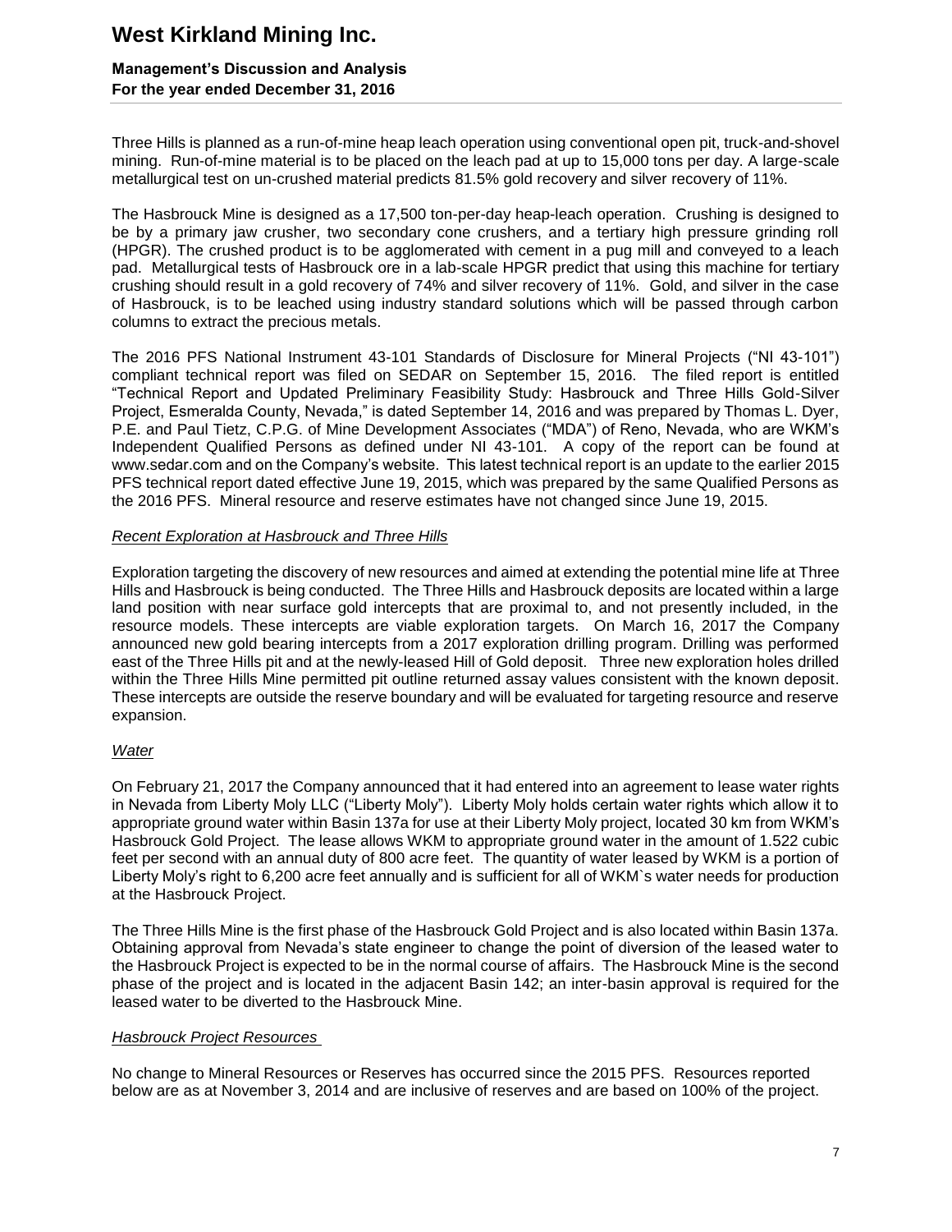Three Hills is planned as a run-of-mine heap leach operation using conventional open pit, truck-and-shovel mining. Run-of-mine material is to be placed on the leach pad at up to 15,000 tons per day. A large-scale metallurgical test on un-crushed material predicts 81.5% gold recovery and silver recovery of 11%.

The Hasbrouck Mine is designed as a 17,500 ton-per-day heap-leach operation. Crushing is designed to be by a primary jaw crusher, two secondary cone crushers, and a tertiary high pressure grinding roll (HPGR). The crushed product is to be agglomerated with cement in a pug mill and conveyed to a leach pad. Metallurgical tests of Hasbrouck ore in a lab-scale HPGR predict that using this machine for tertiary crushing should result in a gold recovery of 74% and silver recovery of 11%. Gold, and silver in the case of Hasbrouck, is to be leached using industry standard solutions which will be passed through carbon columns to extract the precious metals.

The 2016 PFS National Instrument 43-101 Standards of Disclosure for Mineral Projects ("NI 43-101") compliant technical report was filed on SEDAR on September 15, 2016. The filed report is entitled "Technical Report and Updated Preliminary Feasibility Study: Hasbrouck and Three Hills Gold-Silver Project, Esmeralda County, Nevada," is dated September 14, 2016 and was prepared by Thomas L. Dyer, P.E. and Paul Tietz, C.P.G. of Mine Development Associates ("MDA") of Reno, Nevada, who are WKM's Independent Qualified Persons as defined under NI 43-101. A copy of the report can be found at www.sedar.com and on the Company's website. This latest technical report is an update to the earlier 2015 PFS technical report dated effective June 19, 2015, which was prepared by the same Qualified Persons as the 2016 PFS. Mineral resource and reserve estimates have not changed since June 19, 2015.

*Recent Exploration at Hasbrouck and Three Hills*

Exploration targeting the discovery of new resources and aimed at extending the potential mine life at Three Hills and Hasbrouck is being conducted. The Three Hills and Hasbrouck deposits are located within a large land position with near surface gold intercepts that are proximal to, and not presently included, in the resource models. These intercepts are viable exploration targets. On March 16, 2017 the Company announced new gold bearing intercepts from a 2017 exploration drilling program. Drilling was performed east of the Three Hills pit and at the newly-leased Hill of Gold deposit. Three new exploration holes drilled within the Three Hills Mine permitted pit outline returned assay values consistent with the known deposit. These intercepts are outside the reserve boundary and will be evaluated for targeting resource and reserve expansion.

*Water*

On February 21, 2017 the Company announced that it had entered into an agreement to lease water rights in Nevada from Liberty Moly LLC ("Liberty Moly"). Liberty Moly holds certain water rights which allow it to appropriate ground water within Basin 137a for use at their Liberty Moly project, located 30 km from WKM's Hasbrouck Gold Project. The lease allows WKM to appropriate ground water in the amount of 1.522 cubic feet per second with an annual duty of 800 acre feet. The quantity of water leased by WKM is a portion of Liberty Moly's right to 6,200 acre feet annually and is sufficient for all of WKM`s water needs for production at the Hasbrouck Project.

The Three Hills Mine is the first phase of the Hasbrouck Gold Project and is also located within Basin 137a. Obtaining approval from Nevada's state engineer to change the point of diversion of the leased water to the Hasbrouck Project is expected to be in the normal course of affairs. The Hasbrouck Mine is the second phase of the project and is located in the adjacent Basin 142; an inter-basin approval is required for the leased water to be diverted to the Hasbrouck Mine.

*Hasbrouck Project Resources*

No change to Mineral Resources or Reserves has occurred since the 2015 PFS. Resources reported below are as at November 3, 2014 and are inclusive of reserves and are based on 100% of the project.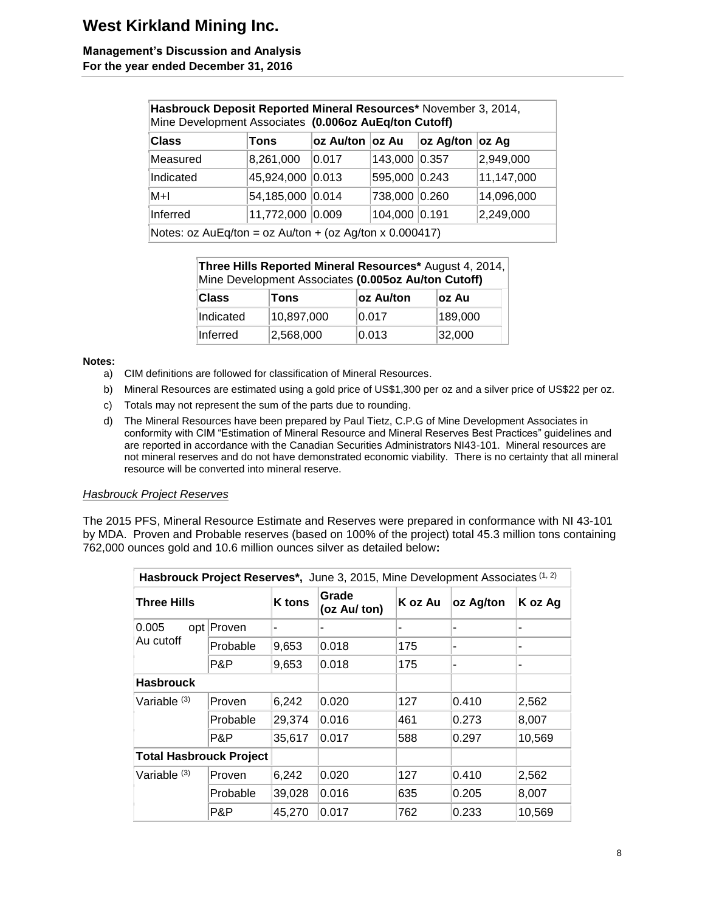| **Hasbrouck Deposit Reported Mineral Resources*** November 3, 2014, Mine Development Associates **(0.006oz AuEq/ton Cutoff)** | | | | | |
|---|---|---|---|---|---|
| **Class** | **Tons** | **oz Au/ton** | **oz Au** | **oz Ag/ton** | **oz Ag** |
| Measured | 8,261,000 | 0.017 | 143,000 | 0.357 | 2,949,000 |
| Indicated | 45,924,000 | 0.013 | 595,000 | 0.243 | 11,147,000 |
| M+I | 54,185,000 | 0.014 | 738,000 | 0.260 | 14,096,000 |
| Inferred | 11,772,000 | 0.009 | 104,000 | 0.191 | 2,249,000 |
| Notes: oz AuEq/ton = oz Au/ton + (oz Ag/ton x 0.000417) | | | | | |

| **Three Hills Reported Mineral Resources*** August 4, 2014, Mine Development Associates **(0.005oz Au/ton Cutoff)** | | | |
|---|---|---|---|
| **Class** | **Tons** | **oz Au/ton** | **oz Au** |
| Indicated | 10,897,000 | 0.017 | 189,000 |
| Inferred | 2,568,000 | 0.013 | 32,000 |

**Notes:**

a) CIM definitions are followed for classification of Mineral Resources.

b) Mineral Resources are estimated using a gold price of US$1,300 per oz and a silver price of US$22 per oz.

c) Totals may not represent the sum of the parts due to rounding.

d) The Mineral Resources have been prepared by Paul Tietz, C.P.G of Mine Development Associates in conformity with CIM "Estimation of Mineral Resource and Mineral Reserves Best Practices" guidelines and are reported in accordance with the Canadian Securities Administrators NI43-101. Mineral resources are not mineral reserves and do not have demonstrated economic viability. There is no certainty that all mineral resource will be converted into mineral reserve.

*Hasbrouck Project Reserves*

The 2015 PFS, Mineral Resource Estimate and Reserves were prepared in conformance with NI 43-101 by MDA. Proven and Probable reserves (based on 100% of the project) total 45.3 million tons containing 762,000 ounces gold and 10.6 million ounces silver as detailed below**:**

| **Hasbrouck Project Reserves***, June 3, 2015, Mine Development Associates (1, 2) | | | | | | |
|---|---|---|---|---|---|---|
| **Three Hills** | | **K tons** | **Grade (oz Au/ ton)** | **K oz Au** | **oz Ag/ton** | **K oz Ag** |
| 0.005 opt Au cutoff | Proven | - | - | - | - | - |
| | Probable | 9,653 | 0.018 | 175 | - | - |
| | P&P | 9,653 | 0.018 | 175 | - | - |
| **Hasbrouck** | | | | | | |
| Variable (3) | Proven | 6,242 | 0.020 | 127 | 0.410 | 2,562 |
| | Probable | 29,374 | 0.016 | 461 | 0.273 | 8,007 |
| | P&P | 35,617 | 0.017 | 588 | 0.297 | 10,569 |
| **Total Hasbrouck Project** | | | | | | |
| Variable (3) | Proven | 6,242 | 0.020 | 127 | 0.410 | 2,562 |
| | Probable | 39,028 | 0.016 | 635 | 0.205 | 8,007 |
| | P&P | 45,270 | 0.017 | 762 | 0.233 | 10,569 |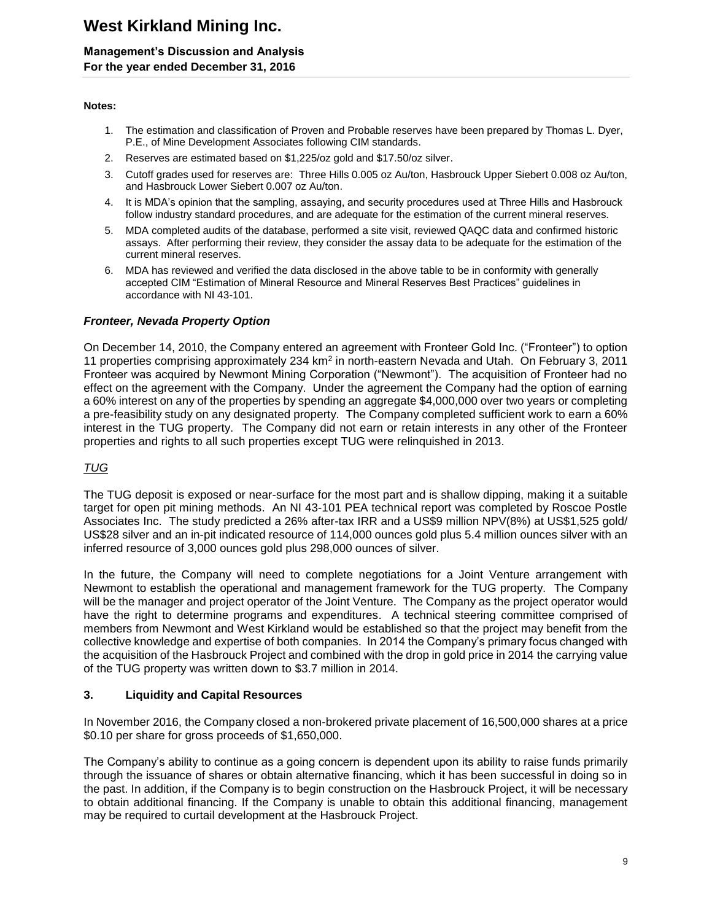**Notes:**

1. The estimation and classification of Proven and Probable reserves have been prepared by Thomas L. Dyer, P.E., of Mine Development Associates following CIM standards.
2. Reserves are estimated based on $1,225/oz gold and $17.50/oz silver.
3. Cutoff grades used for reserves are: Three Hills 0.005 oz Au/ton, Hasbrouck Upper Siebert 0.008 oz Au/ton, and Hasbrouck Lower Siebert 0.007 oz Au/ton.
4. It is MDA's opinion that the sampling, assaying, and security procedures used at Three Hills and Hasbrouck follow industry standard procedures, and are adequate for the estimation of the current mineral reserves.
5. MDA completed audits of the database, performed a site visit, reviewed QAQC data and confirmed historic assays. After performing their review, they consider the assay data to be adequate for the estimation of the current mineral reserves.
6. MDA has reviewed and verified the data disclosed in the above table to be in conformity with generally accepted CIM "Estimation of Mineral Resource and Mineral Reserves Best Practices" guidelines in accordance with NI 43-101.

### *Fronteer, Nevada Property Option*

On December 14, 2010, the Company entered an agreement with Fronteer Gold Inc. ("Fronteer") to option 11 properties comprising approximately 234 km$^2$ in north-eastern Nevada and Utah. On February 3, 2011 Fronteer was acquired by Newmont Mining Corporation ("Newmont"). The acquisition of Fronteer had no effect on the agreement with the Company. Under the agreement the Company had the option of earning a 60% interest on any of the properties by spending an aggregate $4,000,000 over two years or completing a pre-feasibility study on any designated property. The Company completed sufficient work to earn a 60% interest in the TUG property. The Company did not earn or retain interests in any other of the Fronteer properties and rights to all such properties except TUG were relinquished in 2013.

*TUG*

The TUG deposit is exposed or near-surface for the most part and is shallow dipping, making it a suitable target for open pit mining methods. An NI 43-101 PEA technical report was completed by Roscoe Postle Associates Inc. The study predicted a 26% after-tax IRR and a US$9 million NPV(8%) at US$1,525 gold/ US$28 silver and an in-pit indicated resource of 114,000 ounces gold plus 5.4 million ounces silver with an inferred resource of 3,000 ounces gold plus 298,000 ounces of silver.

In the future, the Company will need to complete negotiations for a Joint Venture arrangement with Newmont to establish the operational and management framework for the TUG property. The Company will be the manager and project operator of the Joint Venture. The Company as the project operator would have the right to determine programs and expenditures. A technical steering committee comprised of members from Newmont and West Kirkland would be established so that the project may benefit from the collective knowledge and expertise of both companies. In 2014 the Company's primary focus changed with the acquisition of the Hasbrouck Project and combined with the drop in gold price in 2014 the carrying value of the TUG property was written down to $3.7 million in 2014.

## 3. Liquidity and Capital Resources

In November 2016, the Company closed a non-brokered private placement of 16,500,000 shares at a price $0.10 per share for gross proceeds of $1,650,000.

The Company's ability to continue as a going concern is dependent upon its ability to raise funds primarily through the issuance of shares or obtain alternative financing, which it has been successful in doing so in the past. In addition, if the Company is to begin construction on the Hasbrouck Project, it will be necessary to obtain additional financing. If the Company is unable to obtain this additional financing, management may be required to curtail development at the Hasbrouck Project.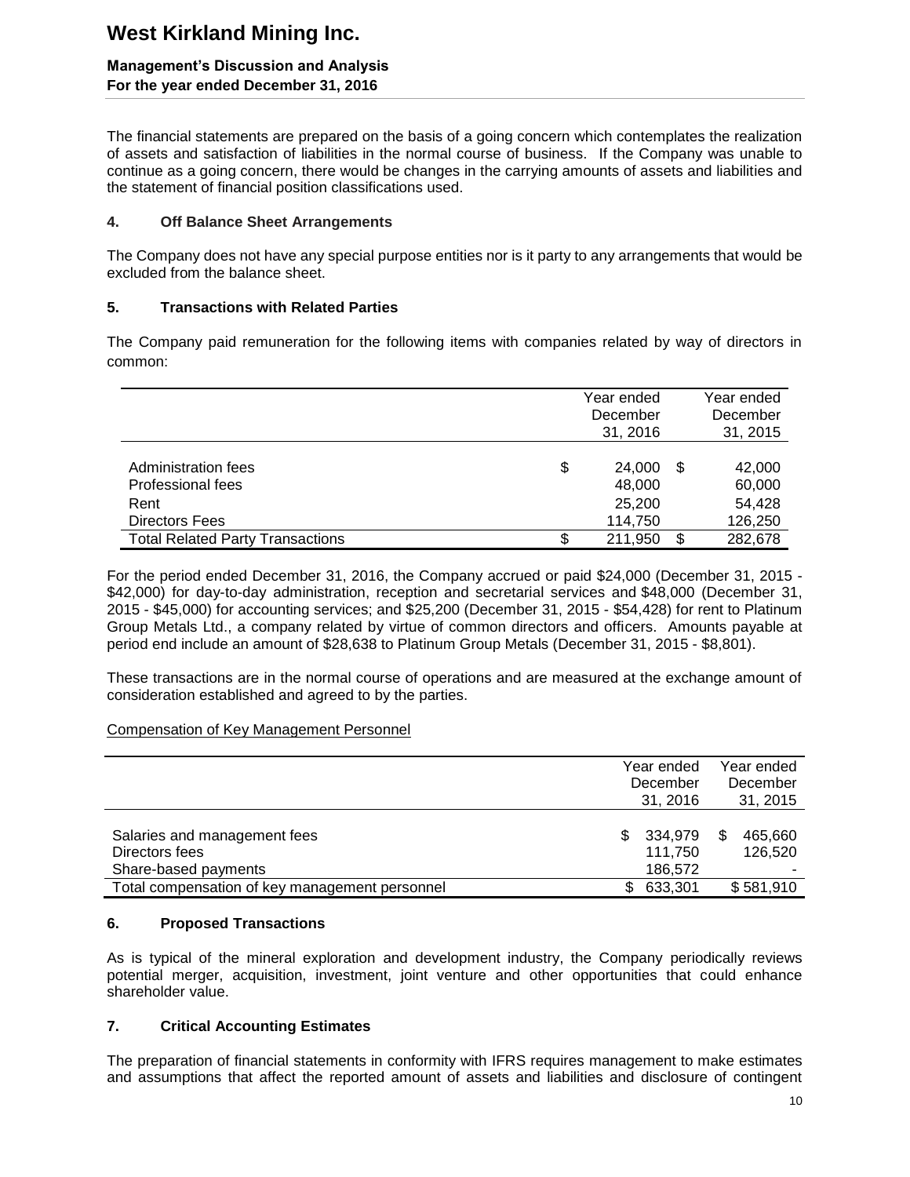The financial statements are prepared on the basis of a going concern which contemplates the realization of assets and satisfaction of liabilities in the normal course of business. If the Company was unable to continue as a going concern, there would be changes in the carrying amounts of assets and liabilities and the statement of financial position classifications used.

## 4. Off Balance Sheet Arrangements

The Company does not have any special purpose entities nor is it party to any arrangements that would be excluded from the balance sheet.

## 5. Transactions with Related Parties

The Company paid remuneration for the following items with companies related by way of directors in common:

| | Year ended December 31, 2016 | Year ended December 31, 2015 |
|---|---|---|
| Administration fees | $ 24,000 | $ 42,000 |
| Professional fees | 48,000 | 60,000 |
| Rent | 25,200 | 54,428 |
| Directors Fees | 114,750 | 126,250 |
| Total Related Party Transactions | $ 211,950 | $ 282,678 |

For the period ended December 31, 2016, the Company accrued or paid $24,000 (December 31, 2015 - $42,000) for day-to-day administration, reception and secretarial services and $48,000 (December 31, 2015 - $45,000) for accounting services; and $25,200 (December 31, 2015 - $54,428) for rent to Platinum Group Metals Ltd., a company related by virtue of common directors and officers. Amounts payable at period end include an amount of $28,638 to Platinum Group Metals (December 31, 2015 - $8,801).

These transactions are in the normal course of operations and are measured at the exchange amount of consideration established and agreed to by the parties.

Compensation of Key Management Personnel

| | Year ended December 31, 2016 | Year ended December 31, 2015 |
|---|---|---|
| Salaries and management fees | $ 334,979 | $ 465,660 |
| Directors fees | 111,750 | 126,520 |
| Share-based payments | 186,572 | - |
| Total compensation of key management personnel | $ 633,301 | $ 581,910 |

## 6. Proposed Transactions

As is typical of the mineral exploration and development industry, the Company periodically reviews potential merger, acquisition, investment, joint venture and other opportunities that could enhance shareholder value.

## 7. Critical Accounting Estimates

The preparation of financial statements in conformity with IFRS requires management to make estimates and assumptions that affect the reported amount of assets and liabilities and disclosure of contingent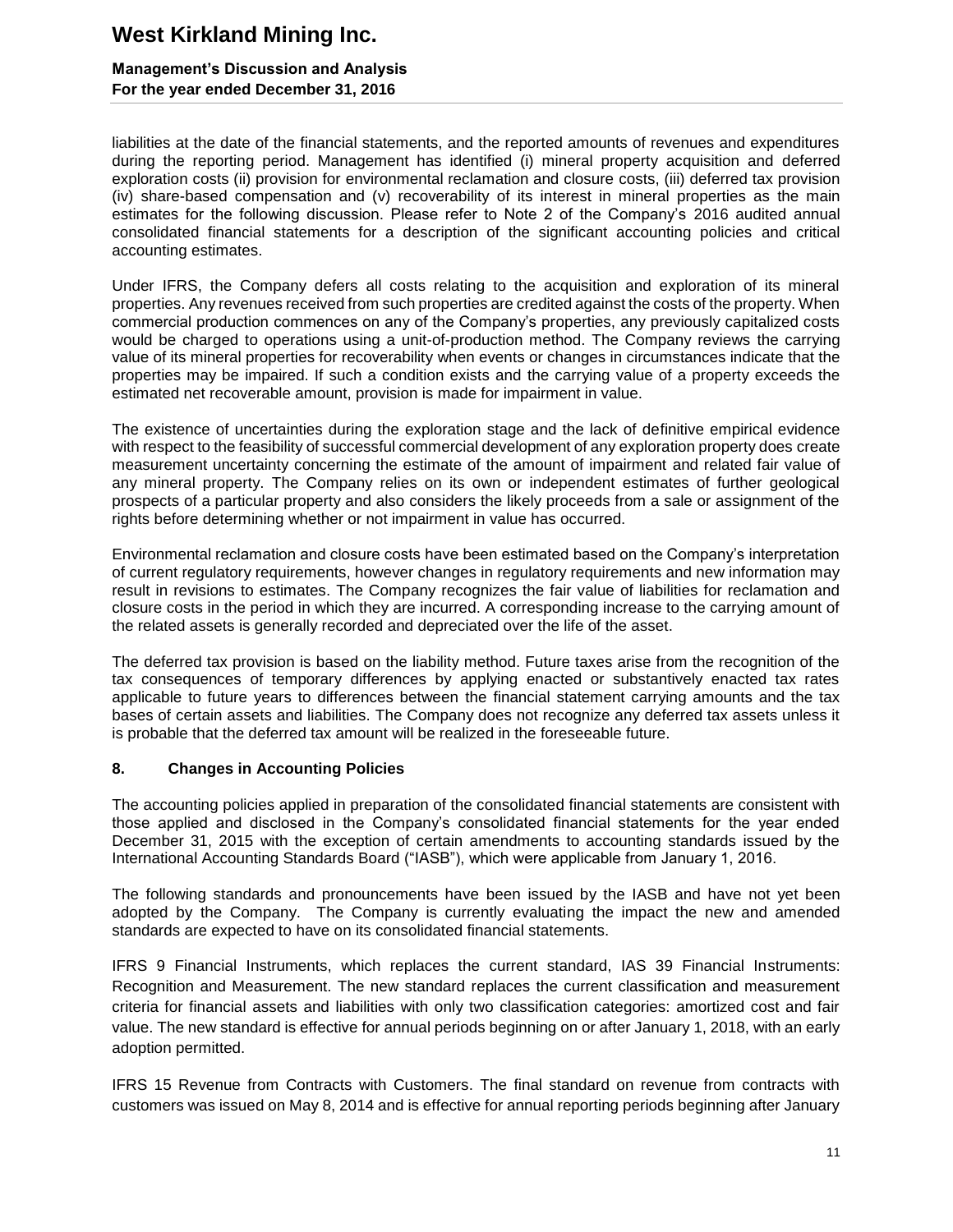liabilities at the date of the financial statements, and the reported amounts of revenues and expenditures during the reporting period. Management has identified (i) mineral property acquisition and deferred exploration costs (ii) provision for environmental reclamation and closure costs, (iii) deferred tax provision (iv) share-based compensation and (v) recoverability of its interest in mineral properties as the main estimates for the following discussion. Please refer to Note 2 of the Company's 2016 audited annual consolidated financial statements for a description of the significant accounting policies and critical accounting estimates.

Under IFRS, the Company defers all costs relating to the acquisition and exploration of its mineral properties. Any revenues received from such properties are credited against the costs of the property. When commercial production commences on any of the Company's properties, any previously capitalized costs would be charged to operations using a unit-of-production method. The Company reviews the carrying value of its mineral properties for recoverability when events or changes in circumstances indicate that the properties may be impaired. If such a condition exists and the carrying value of a property exceeds the estimated net recoverable amount, provision is made for impairment in value.

The existence of uncertainties during the exploration stage and the lack of definitive empirical evidence with respect to the feasibility of successful commercial development of any exploration property does create measurement uncertainty concerning the estimate of the amount of impairment and related fair value of any mineral property. The Company relies on its own or independent estimates of further geological prospects of a particular property and also considers the likely proceeds from a sale or assignment of the rights before determining whether or not impairment in value has occurred.

Environmental reclamation and closure costs have been estimated based on the Company's interpretation of current regulatory requirements, however changes in regulatory requirements and new information may result in revisions to estimates. The Company recognizes the fair value of liabilities for reclamation and closure costs in the period in which they are incurred. A corresponding increase to the carrying amount of the related assets is generally recorded and depreciated over the life of the asset.

The deferred tax provision is based on the liability method. Future taxes arise from the recognition of the tax consequences of temporary differences by applying enacted or substantively enacted tax rates applicable to future years to differences between the financial statement carrying amounts and the tax bases of certain assets and liabilities. The Company does not recognize any deferred tax assets unless it is probable that the deferred tax amount will be realized in the foreseeable future.

## 8. Changes in Accounting Policies

The accounting policies applied in preparation of the consolidated financial statements are consistent with those applied and disclosed in the Company's consolidated financial statements for the year ended December 31, 2015 with the exception of certain amendments to accounting standards issued by the International Accounting Standards Board ("IASB"), which were applicable from January 1, 2016.

The following standards and pronouncements have been issued by the IASB and have not yet been adopted by the Company. The Company is currently evaluating the impact the new and amended standards are expected to have on its consolidated financial statements.

IFRS 9 Financial Instruments, which replaces the current standard, IAS 39 Financial Instruments: Recognition and Measurement. The new standard replaces the current classification and measurement criteria for financial assets and liabilities with only two classification categories: amortized cost and fair value. The new standard is effective for annual periods beginning on or after January 1, 2018, with an early adoption permitted.

IFRS 15 Revenue from Contracts with Customers. The final standard on revenue from contracts with customers was issued on May 8, 2014 and is effective for annual reporting periods beginning after January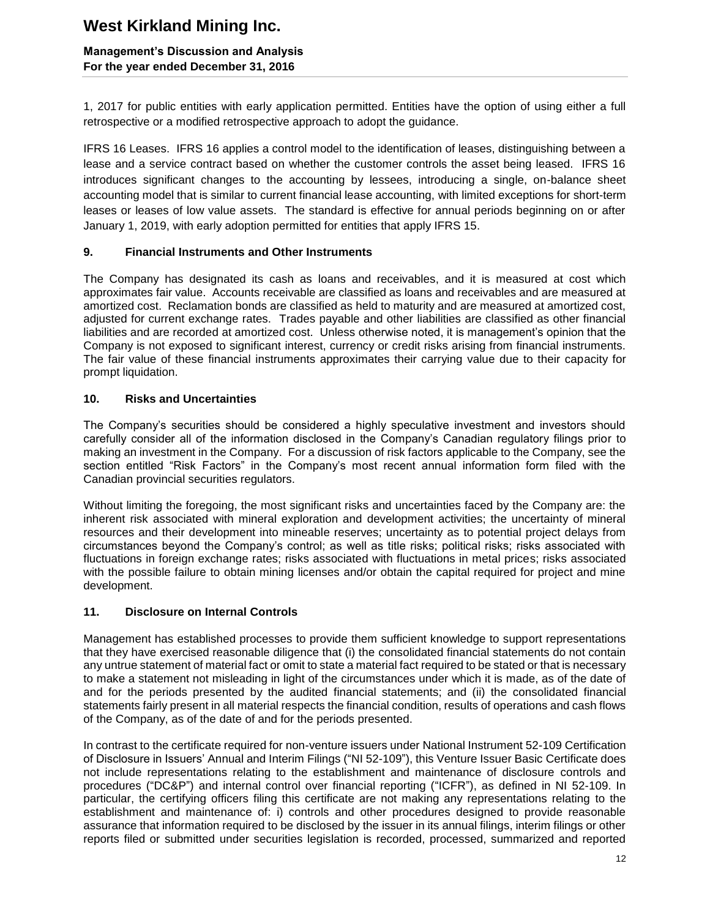1, 2017 for public entities with early application permitted. Entities have the option of using either a full retrospective or a modified retrospective approach to adopt the guidance.

IFRS 16 Leases. IFRS 16 applies a control model to the identification of leases, distinguishing between a lease and a service contract based on whether the customer controls the asset being leased. IFRS 16 introduces significant changes to the accounting by lessees, introducing a single, on-balance sheet accounting model that is similar to current financial lease accounting, with limited exceptions for short-term leases or leases of low value assets. The standard is effective for annual periods beginning on or after January 1, 2019, with early adoption permitted for entities that apply IFRS 15.

## 9. Financial Instruments and Other Instruments

The Company has designated its cash as loans and receivables, and it is measured at cost which approximates fair value. Accounts receivable are classified as loans and receivables and are measured at amortized cost. Reclamation bonds are classified as held to maturity and are measured at amortized cost, adjusted for current exchange rates. Trades payable and other liabilities are classified as other financial liabilities and are recorded at amortized cost. Unless otherwise noted, it is management's opinion that the Company is not exposed to significant interest, currency or credit risks arising from financial instruments. The fair value of these financial instruments approximates their carrying value due to their capacity for prompt liquidation.

## 10. Risks and Uncertainties

The Company's securities should be considered a highly speculative investment and investors should carefully consider all of the information disclosed in the Company's Canadian regulatory filings prior to making an investment in the Company. For a discussion of risk factors applicable to the Company, see the section entitled "Risk Factors" in the Company's most recent annual information form filed with the Canadian provincial securities regulators.

Without limiting the foregoing, the most significant risks and uncertainties faced by the Company are: the inherent risk associated with mineral exploration and development activities; the uncertainty of mineral resources and their development into mineable reserves; uncertainty as to potential project delays from circumstances beyond the Company's control; as well as title risks; political risks; risks associated with fluctuations in foreign exchange rates; risks associated with fluctuations in metal prices; risks associated with the possible failure to obtain mining licenses and/or obtain the capital required for project and mine development.

## 11. Disclosure on Internal Controls

Management has established processes to provide them sufficient knowledge to support representations that they have exercised reasonable diligence that (i) the consolidated financial statements do not contain any untrue statement of material fact or omit to state a material fact required to be stated or that is necessary to make a statement not misleading in light of the circumstances under which it is made, as of the date of and for the periods presented by the audited financial statements; and (ii) the consolidated financial statements fairly present in all material respects the financial condition, results of operations and cash flows of the Company, as of the date of and for the periods presented.

In contrast to the certificate required for non-venture issuers under National Instrument 52-109 Certification of Disclosure in Issuers' Annual and Interim Filings ("NI 52-109"), this Venture Issuer Basic Certificate does not include representations relating to the establishment and maintenance of disclosure controls and procedures ("DC&P") and internal control over financial reporting ("ICFR"), as defined in NI 52-109. In particular, the certifying officers filing this certificate are not making any representations relating to the establishment and maintenance of: i) controls and other procedures designed to provide reasonable assurance that information required to be disclosed by the issuer in its annual filings, interim filings or other reports filed or submitted under securities legislation is recorded, processed, summarized and reported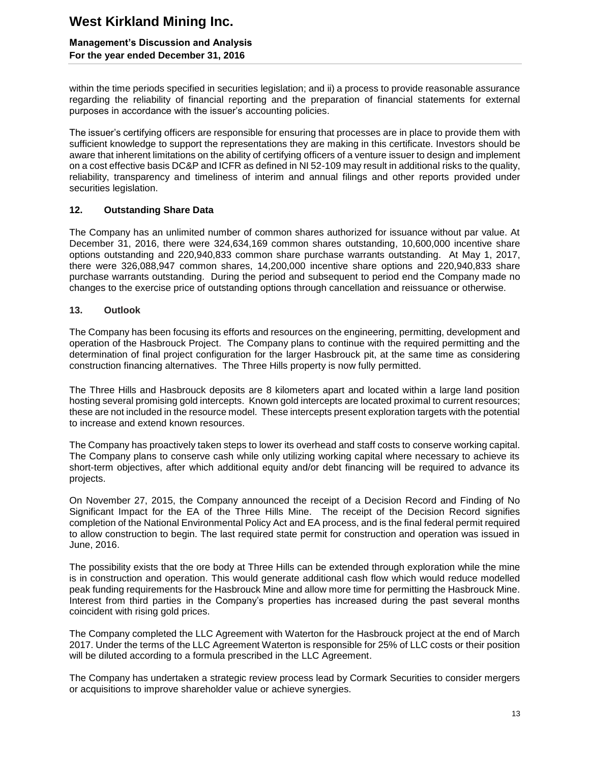within the time periods specified in securities legislation; and ii) a process to provide reasonable assurance regarding the reliability of financial reporting and the preparation of financial statements for external purposes in accordance with the issuer's accounting policies.

The issuer's certifying officers are responsible for ensuring that processes are in place to provide them with sufficient knowledge to support the representations they are making in this certificate. Investors should be aware that inherent limitations on the ability of certifying officers of a venture issuer to design and implement on a cost effective basis DC&P and ICFR as defined in NI 52-109 may result in additional risks to the quality, reliability, transparency and timeliness of interim and annual filings and other reports provided under securities legislation.

## 12. Outstanding Share Data

The Company has an unlimited number of common shares authorized for issuance without par value. At December 31, 2016, there were 324,634,169 common shares outstanding, 10,600,000 incentive share options outstanding and 220,940,833 common share purchase warrants outstanding. At May 1, 2017, there were 326,088,947 common shares, 14,200,000 incentive share options and 220,940,833 share purchase warrants outstanding. During the period and subsequent to period end the Company made no changes to the exercise price of outstanding options through cancellation and reissuance or otherwise.

## 13. Outlook

The Company has been focusing its efforts and resources on the engineering, permitting, development and operation of the Hasbrouck Project. The Company plans to continue with the required permitting and the determination of final project configuration for the larger Hasbrouck pit, at the same time as considering construction financing alternatives. The Three Hills property is now fully permitted.

The Three Hills and Hasbrouck deposits are 8 kilometers apart and located within a large land position hosting several promising gold intercepts. Known gold intercepts are located proximal to current resources; these are not included in the resource model. These intercepts present exploration targets with the potential to increase and extend known resources.

The Company has proactively taken steps to lower its overhead and staff costs to conserve working capital. The Company plans to conserve cash while only utilizing working capital where necessary to achieve its short-term objectives, after which additional equity and/or debt financing will be required to advance its projects.

On November 27, 2015, the Company announced the receipt of a Decision Record and Finding of No Significant Impact for the EA of the Three Hills Mine. The receipt of the Decision Record signifies completion of the National Environmental Policy Act and EA process, and is the final federal permit required to allow construction to begin. The last required state permit for construction and operation was issued in June, 2016.

The possibility exists that the ore body at Three Hills can be extended through exploration while the mine is in construction and operation. This would generate additional cash flow which would reduce modelled peak funding requirements for the Hasbrouck Mine and allow more time for permitting the Hasbrouck Mine. Interest from third parties in the Company's properties has increased during the past several months coincident with rising gold prices.

The Company completed the LLC Agreement with Waterton for the Hasbrouck project at the end of March 2017. Under the terms of the LLC Agreement Waterton is responsible for 25% of LLC costs or their position will be diluted according to a formula prescribed in the LLC Agreement.

The Company has undertaken a strategic review process lead by Cormark Securities to consider mergers or acquisitions to improve shareholder value or achieve synergies.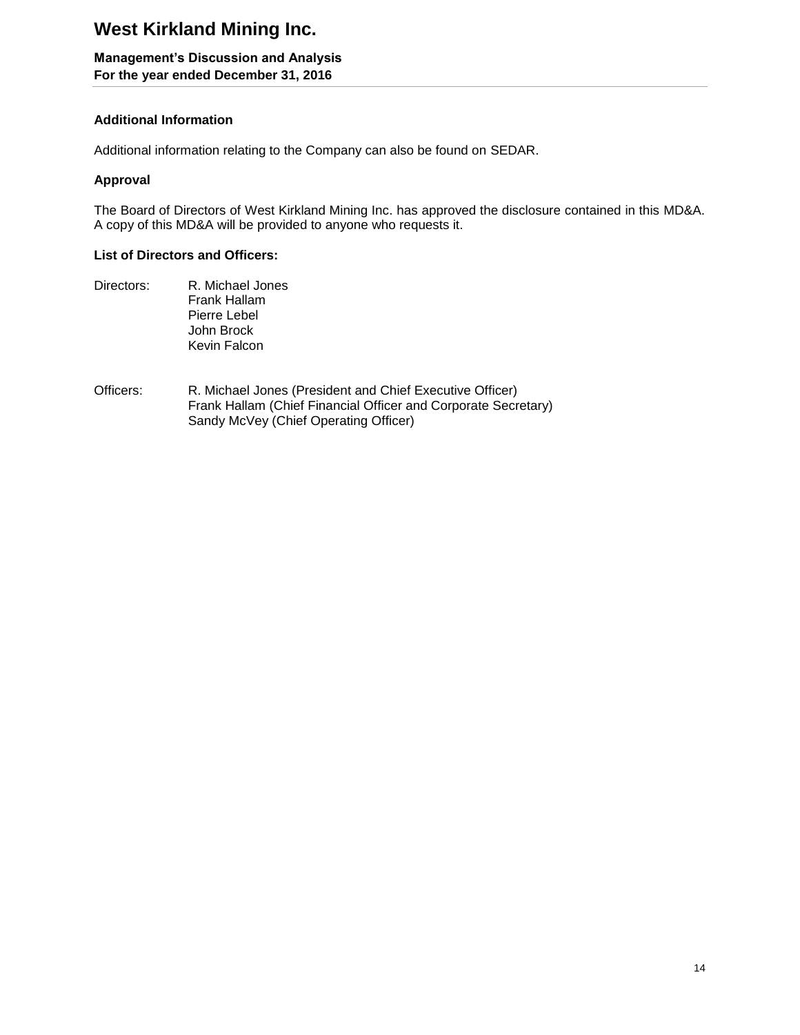**Additional Information**

Additional information relating to the Company can also be found on SEDAR.

**Approval**

The Board of Directors of West Kirkland Mining Inc. has approved the disclosure contained in this MD&A. A copy of this MD&A will be provided to anyone who requests it.

**List of Directors and Officers:**

Directors:
R. Michael Jones
Frank Hallam
Pierre Lebel
John Brock
Kevin Falcon

Officers:
R. Michael Jones (President and Chief Executive Officer)
Frank Hallam (Chief Financial Officer and Corporate Secretary)
Sandy McVey (Chief Operating Officer)